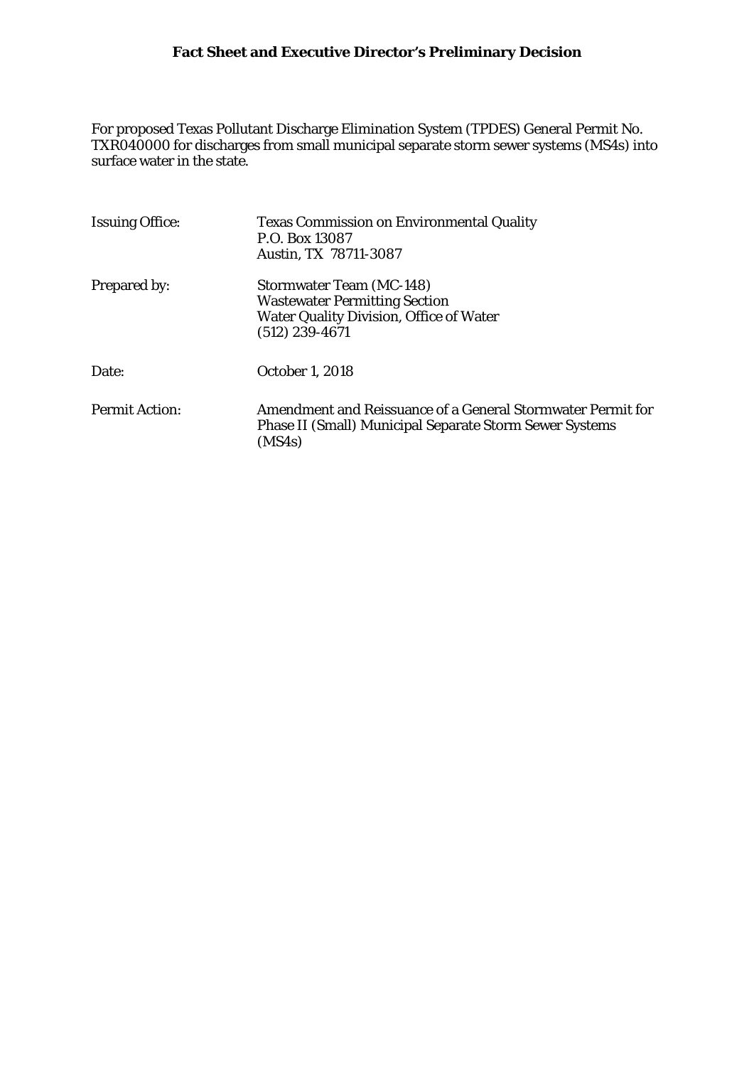# Fact Sheet and Executive Director's Preliminary Decision

For proposed Texas Pollutant Discharge Elimination System (TPDES) General Permit No. TXR040000 for discharges from small municipal separate storm sewer systems (MS4s) into surface water in the state.

| | |
|---|---|
| Issuing Office: | Texas Commission on Environmental Quality<br>P.O. Box 13087<br>Austin, TX 78711-3087 |
| Prepared by: | Stormwater Team (MC-148)<br>Wastewater Permitting Section<br>Water Quality Division, Office of Water<br>(512) 239-4671 |
| Date: | October 1, 2018 |
| Permit Action: | Amendment and Reissuance of a General Stormwater Permit for Phase II (Small) Municipal Separate Storm Sewer Systems (MS4s) |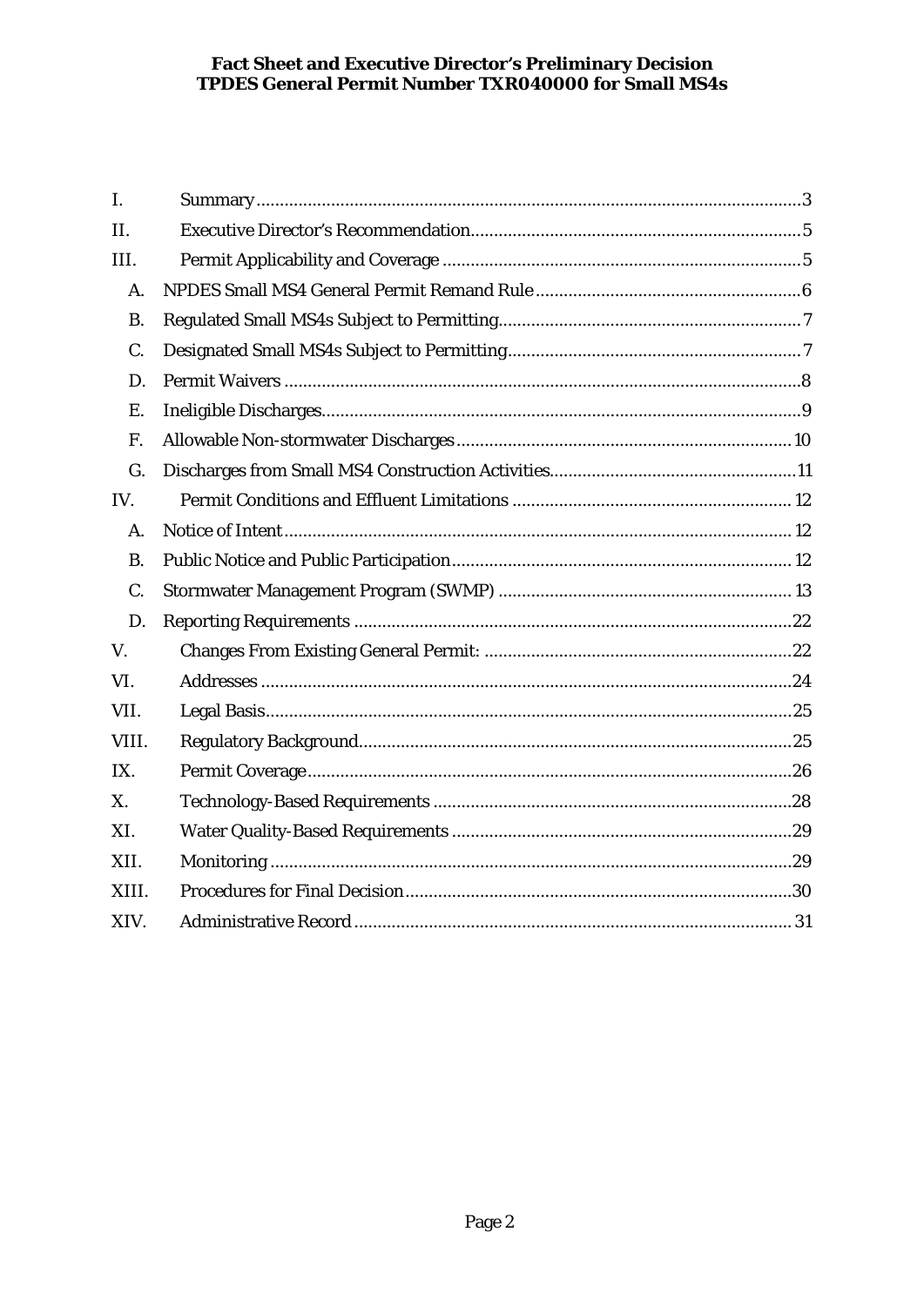| | | |
|---|---|---|
| I. | Summary | 3 |
| II. | Executive Director's Recommendation | 5 |
| III. | Permit Applicability and Coverage | 5 |
| A. | NPDES Small MS4 General Permit Remand Rule | 6 |
| B. | Regulated Small MS4s Subject to Permitting | 7 |
| C. | Designated Small MS4s Subject to Permitting | 7 |
| D. | Permit Waivers | 8 |
| E. | Ineligible Discharges | 9 |
| F. | Allowable Non-stormwater Discharges | 10 |
| G. | Discharges from Small MS4 Construction Activities | 11 |
| IV. | Permit Conditions and Effluent Limitations | 12 |
| A. | Notice of Intent | 12 |
| B. | Public Notice and Public Participation | 12 |
| C. | Stormwater Management Program (SWMP) | 13 |
| D. | Reporting Requirements | 22 |
| V. | Changes From Existing General Permit: | 22 |
| VI. | Addresses | 24 |
| VII. | Legal Basis | 25 |
| VIII. | Regulatory Background | 25 |
| IX. | Permit Coverage | 26 |
| X. | Technology-Based Requirements | 28 |
| XI. | Water Quality-Based Requirements | 29 |
| XII. | Monitoring | 29 |
| XIII. | Procedures for Final Decision | 30 |
| XIV. | Administrative Record | 31 |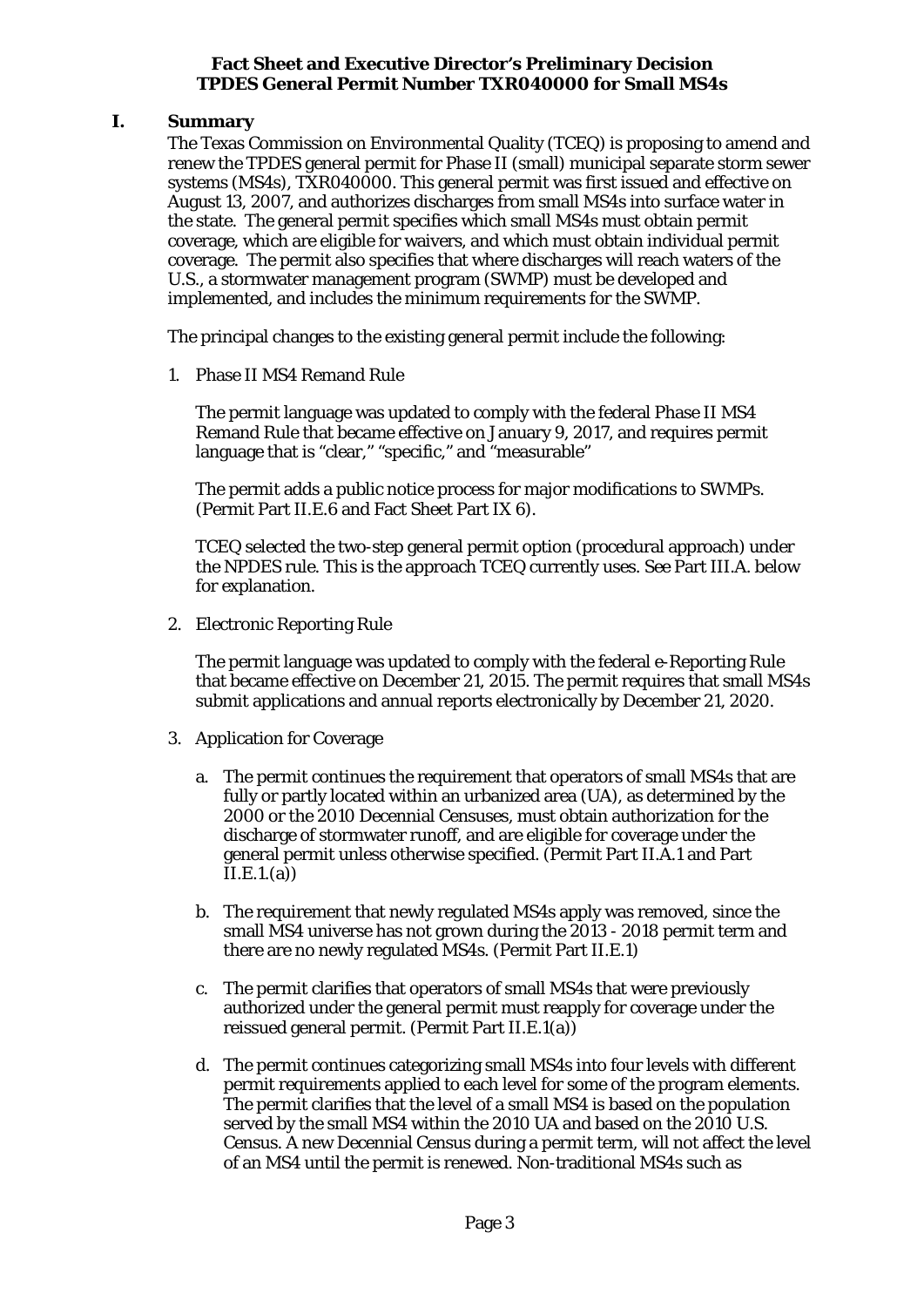**Fact Sheet and Executive Director's Preliminary Decision**
**TPDES General Permit Number TXR040000 for Small MS4s**

## I. Summary

The Texas Commission on Environmental Quality (TCEQ) is proposing to amend and renew the TPDES general permit for Phase II (small) municipal separate storm sewer systems (MS4s), TXR040000. This general permit was first issued and effective on August 13, 2007, and authorizes discharges from small MS4s into surface water in the state. The general permit specifies which small MS4s must obtain permit coverage, which are eligible for waivers, and which must obtain individual permit coverage. The permit also specifies that where discharges will reach waters of the U.S., a stormwater management program (SWMP) must be developed and implemented, and includes the minimum requirements for the SWMP.

The principal changes to the existing general permit include the following:

1. Phase II MS4 Remand Rule

   The permit language was updated to comply with the federal Phase II MS4 Remand Rule that became effective on January 9, 2017, and requires permit language that is "clear," "specific," and "measurable"

   The permit adds a public notice process for major modifications to SWMPs. (Permit Part II.E.6 and Fact Sheet Part IX 6).

   TCEQ selected the two-step general permit option (procedural approach) under the NPDES rule. This is the approach TCEQ currently uses. See Part III.A. below for explanation.

2. Electronic Reporting Rule

   The permit language was updated to comply with the federal e-Reporting Rule that became effective on December 21, 2015. The permit requires that small MS4s submit applications and annual reports electronically by December 21, 2020.

3. Application for Coverage

   a. The permit continues the requirement that operators of small MS4s that are fully or partly located within an urbanized area (UA), as determined by the 2000 or the 2010 Decennial Censuses, must obtain authorization for the discharge of stormwater runoff, and are eligible for coverage under the general permit unless otherwise specified. (Permit Part II.A.1 and Part II.E.1.(a))

   b. The requirement that newly regulated MS4s apply was removed, since the small MS4 universe has not grown during the 2013 - 2018 permit term and there are no newly regulated MS4s. (Permit Part II.E.1)

   c. The permit clarifies that operators of small MS4s that were previously authorized under the general permit must reapply for coverage under the reissued general permit. (Permit Part II.E.1(a))

   d. The permit continues categorizing small MS4s into four levels with different permit requirements applied to each level for some of the program elements. The permit clarifies that the level of a small MS4 is based on the population served by the small MS4 within the 2010 UA and based on the 2010 U.S. Census. A new Decennial Census during a permit term, will not affect the level of an MS4 until the permit is renewed. Non-traditional MS4s such as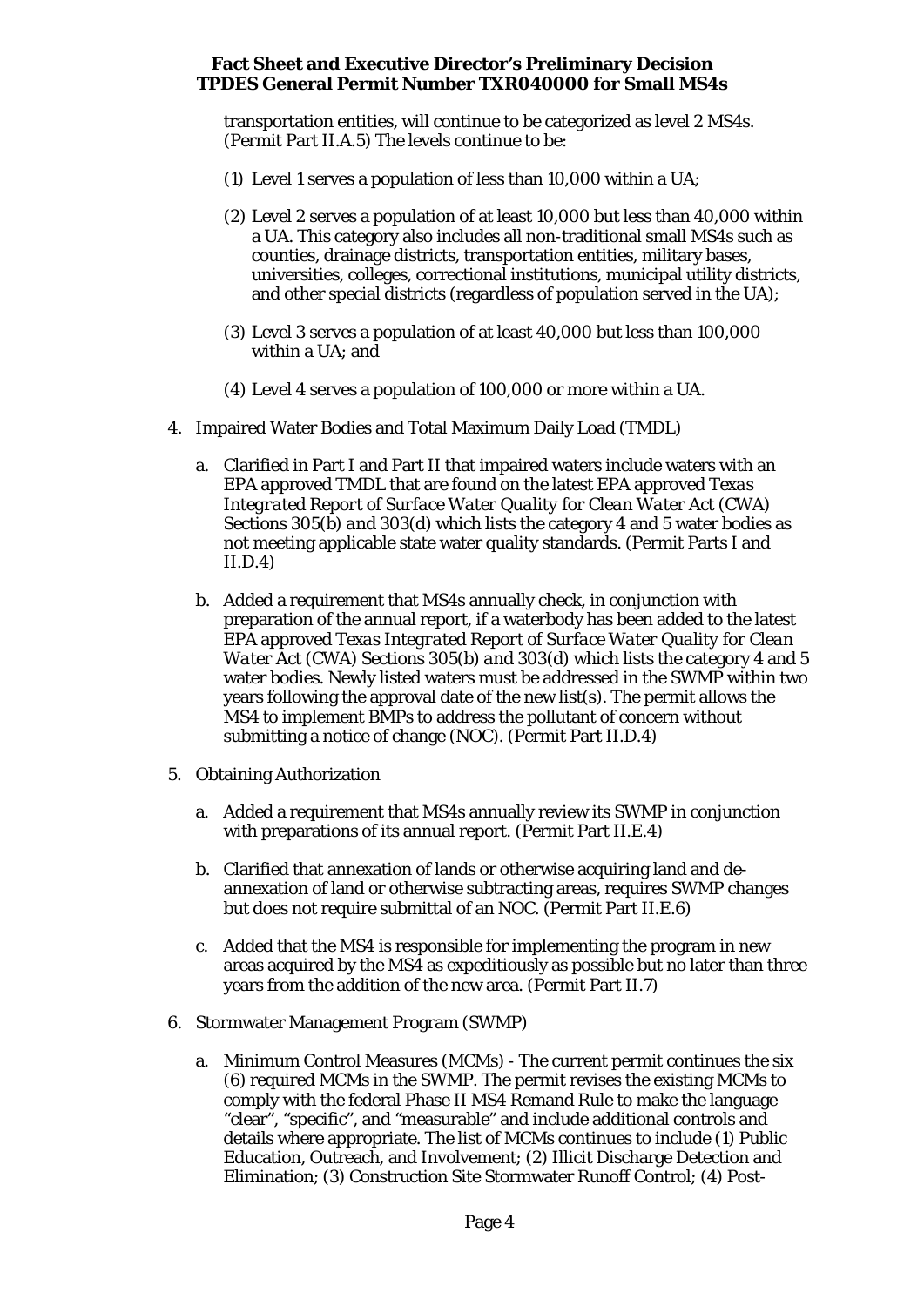transportation entities, will continue to be categorized as level 2 MS4s. (Permit Part II.A.5) The levels continue to be:

(1) Level 1 serves a population of less than 10,000 within a UA;

(2) Level 2 serves a population of at least 10,000 but less than 40,000 within a UA. This category also includes all non-traditional small MS4s such as counties, drainage districts, transportation entities, military bases, universities, colleges, correctional institutions, municipal utility districts, and other special districts (regardless of population served in the UA);

(3) Level 3 serves a population of at least 40,000 but less than 100,000 within a UA; and

(4) Level 4 serves a population of 100,000 or more within a UA.

4. Impaired Water Bodies and Total Maximum Daily Load (TMDL)

   a. Clarified in Part I and Part II that impaired waters include waters with an EPA approved TMDL that are found on the latest EPA approved *Texas Integrated Report of Surface Water Quality for Clean Water Act (CWA) Sections 305(b) and 303(d)* which lists the category 4 and 5 water bodies as not meeting applicable state water quality standards. (Permit Parts I and II.D.4)

   b. Added a requirement that MS4s annually check, in conjunction with preparation of the annual report, if a waterbody has been added to the latest EPA approved *Texas Integrated Report of Surface Water Quality for Clean Water Act (CWA) Sections 305(b) and 303(d)* which lists the category 4 and 5 water bodies. Newly listed waters must be addressed in the SWMP within two years following the approval date of the new list(s). The permit allows the MS4 to implement BMPs to address the pollutant of concern without submitting a notice of change (NOC). (Permit Part II.D.4)

5. Obtaining Authorization

   a. Added a requirement that MS4s annually review its SWMP in conjunction with preparations of its annual report. (Permit Part II.E.4)

   b. Clarified that annexation of lands or otherwise acquiring land and de-annexation of land or otherwise subtracting areas, requires SWMP changes but does not require submittal of an NOC. (Permit Part II.E.6)

   c. Added that the MS4 is responsible for implementing the program in new areas acquired by the MS4 as expeditiously as possible but no later than three years from the addition of the new area. (Permit Part II.7)

6. Stormwater Management Program (SWMP)

   a. Minimum Control Measures (MCMs) - The current permit continues the six (6) required MCMs in the SWMP. The permit revises the existing MCMs to comply with the federal Phase II MS4 Remand Rule to make the language "clear", "specific", and "measurable" and include additional controls and details where appropriate. The list of MCMs continues to include (1) Public Education, Outreach, and Involvement; (2) Illicit Discharge Detection and Elimination; (3) Construction Site Stormwater Runoff Control; (4) Post-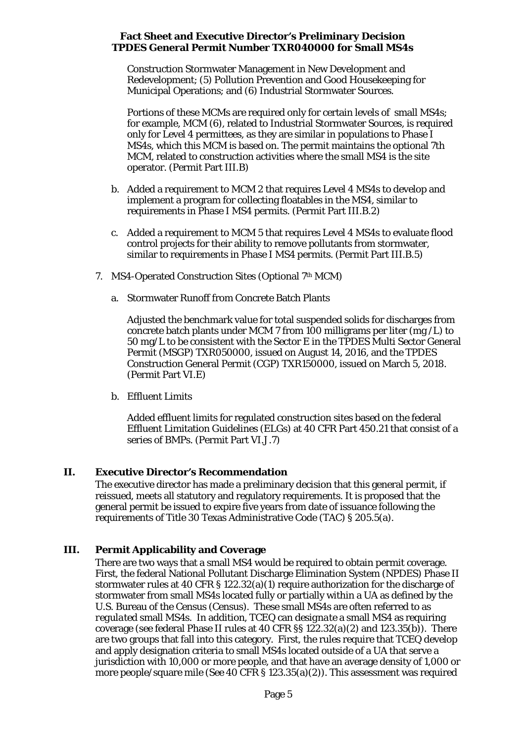Construction Stormwater Management in New Development and Redevelopment; (5) Pollution Prevention and Good Housekeeping for Municipal Operations; and (6) Industrial Stormwater Sources.

Portions of these MCMs are required only for certain levels of small MS4s; for example, MCM (6), related to Industrial Stormwater Sources, is required only for Level 4 permittees, as they are similar in populations to Phase I MS4s, which this MCM is based on. The permit maintains the optional 7th MCM, related to construction activities where the small MS4 is the site operator. (Permit Part III.B)

b. Added a requirement to MCM 2 that requires Level 4 MS4s to develop and implement a program for collecting floatables in the MS4, similar to requirements in Phase I MS4 permits. (Permit Part III.B.2)

c. Added a requirement to MCM 5 that requires Level 4 MS4s to evaluate flood control projects for their ability to remove pollutants from stormwater, similar to requirements in Phase I MS4 permits. (Permit Part III.B.5)

7. MS4-Operated Construction Sites (Optional 7th MCM)

   a. Stormwater Runoff from Concrete Batch Plants

      Adjusted the benchmark value for total suspended solids for discharges from concrete batch plants under MCM 7 from 100 milligrams per liter (mg/L) to 50 mg/L to be consistent with the Sector E in the TPDES Multi Sector General Permit (MSGP) TXR050000, issued on August 14, 2016, and the TPDES Construction General Permit (CGP) TXR150000, issued on March 5, 2018. (Permit Part VI.E)

   b. Effluent Limits

      Added effluent limits for regulated construction sites based on the federal Effluent Limitation Guidelines (ELGs) at 40 CFR Part 450.21 that consist of a series of BMPs. (Permit Part VI.J.7)

## II. Executive Director's Recommendation

The executive director has made a preliminary decision that this general permit, if reissued, meets all statutory and regulatory requirements. It is proposed that the general permit be issued to expire five years from date of issuance following the requirements of Title 30 Texas Administrative Code (TAC) § 205.5(a).

## III. Permit Applicability and Coverage

There are two ways that a small MS4 would be required to obtain permit coverage. First, the federal National Pollutant Discharge Elimination System (NPDES) Phase II stormwater rules at 40 CFR § 122.32(a)(1) require authorization for the discharge of stormwater from small MS4s located fully or partially within a UA as defined by the U.S. Bureau of the Census (Census). These small MS4s are often referred to as *regulated* small MS4s. In addition, TCEQ can *designate* a small MS4 as requiring coverage (see federal Phase II rules at 40 CFR §§ 122.32(a)(2) and 123.35(b)). There are two groups that fall into this category. First, the rules require that TCEQ develop and apply designation criteria to small MS4s located outside of a UA that serve a jurisdiction with 10,000 or more people, and that have an average density of 1,000 or more people/square mile (See 40 CFR § 123.35(a)(2)). This assessment was required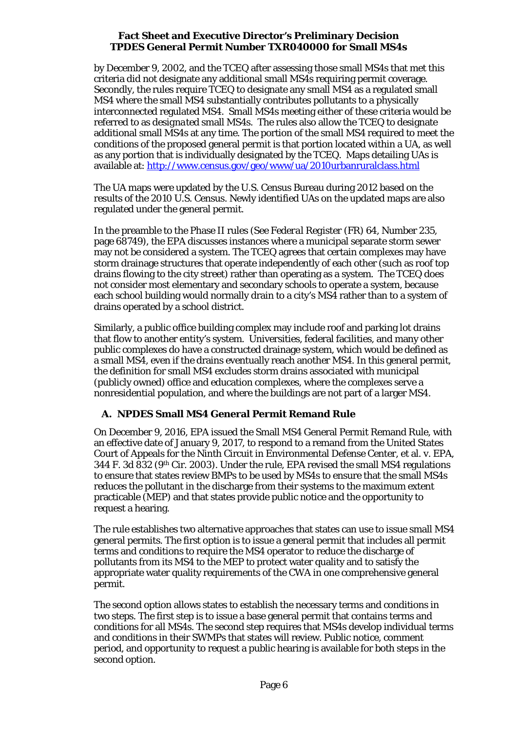by December 9, 2002, and the TCEQ after assessing those small MS4s that met this criteria did not designate any additional small MS4s requiring permit coverage. Secondly, the rules require TCEQ to designate any small MS4 as a regulated small MS4 where the small MS4 substantially contributes pollutants to a physically interconnected regulated MS4. Small MS4s meeting either of these criteria would be referred to as *designated* small MS4s. The rules also allow the TCEQ to designate additional small MS4s at any time. The portion of the small MS4 required to meet the conditions of the proposed general permit is that portion located within a UA, as well as any portion that is individually designated by the TCEQ. Maps detailing UAs is available at: http://www.census.gov/geo/www/ua/2010urbanruralclass.html

The UA maps were updated by the U.S. Census Bureau during 2012 based on the results of the 2010 U.S. Census. Newly identified UAs on the updated maps are also regulated under the general permit.

In the preamble to the Phase II rules (See *Federal Register* (FR) 64, Number 235, page 68749), the EPA discusses instances where a municipal separate storm sewer may not be considered a system. The TCEQ agrees that certain complexes may have storm drainage structures that operate independently of each other (such as roof top drains flowing to the city street) rather than operating as a system. The TCEQ does not consider most elementary and secondary schools to operate a system, because each school building would normally drain to a city's MS4 rather than to a system of drains operated by a school district.

Similarly, a public office building complex may include roof and parking lot drains that flow to another entity's system. Universities, federal facilities, and many other public complexes do have a constructed drainage system, which would be defined as a small MS4, even if the drains eventually reach another MS4. In this general permit, the definition for small MS4 excludes storm drains associated with municipal (publicly owned) office and education complexes, where the complexes serve a nonresidential population, and where the buildings are not part of a larger MS4.

### A. NPDES Small MS4 General Permit Remand Rule

On December 9, 2016, EPA issued the Small MS4 General Permit Remand Rule, with an effective date of January 9, 2017, to respond to a remand from the United States Court of Appeals for the Ninth Circuit in Environmental Defense Center, et al. v. EPA, 344 F. 3d 832 (9th Cir. 2003). Under the rule, EPA revised the small MS4 regulations to ensure that states review BMPs to be used by MS4s to ensure that the small MS4s reduces the pollutant in the discharge from their systems to the maximum extent practicable (MEP) and that states provide public notice and the opportunity to request a hearing.

The rule establishes two alternative approaches that states can use to issue small MS4 general permits. The first option is to issue a general permit that includes all permit terms and conditions to require the MS4 operator to reduce the discharge of pollutants from its MS4 to the MEP to protect water quality and to satisfy the appropriate water quality requirements of the CWA in one comprehensive general permit.

The second option allows states to establish the necessary terms and conditions in two steps. The first step is to issue a base general permit that contains terms and conditions for all MS4s. The second step requires that MS4s develop individual terms and conditions in their SWMPs that states will review. Public notice, comment period, and opportunity to request a public hearing is available for both steps in the second option.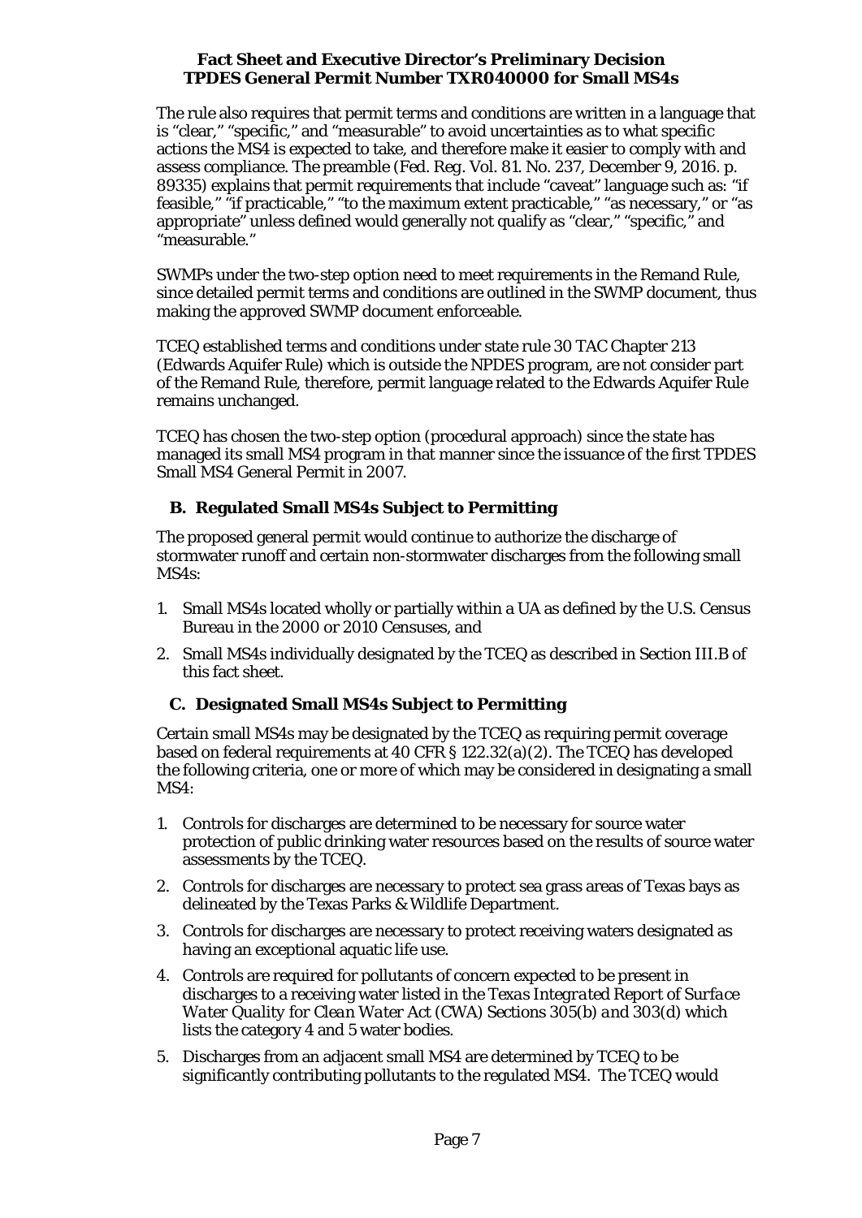The rule also requires that permit terms and conditions are written in a language that is "clear," "specific," and "measurable" to avoid uncertainties as to what specific actions the MS4 is expected to take, and therefore make it easier to comply with and assess compliance. The preamble (Fed. Reg. Vol. 81. No. 237, December 9, 2016. p. 89335) explains that permit requirements that include "caveat" language such as: "if feasible," "if practicable," "to the maximum extent practicable," "as necessary," or "as appropriate" unless defined would generally not qualify as "clear," "specific," and "measurable."

SWMPs under the two-step option need to meet requirements in the Remand Rule, since detailed permit terms and conditions are outlined in the SWMP document, thus making the approved SWMP document enforceable.

TCEQ established terms and conditions under state rule 30 TAC Chapter 213 (Edwards Aquifer Rule) which is outside the NPDES program, are not consider part of the Remand Rule, therefore, permit language related to the Edwards Aquifer Rule remains unchanged.

TCEQ has chosen the two-step option (procedural approach) since the state has managed its small MS4 program in that manner since the issuance of the first TPDES Small MS4 General Permit in 2007.

## B. Regulated Small MS4s Subject to Permitting

The proposed general permit would continue to authorize the discharge of stormwater runoff and certain non-stormwater discharges from the following small MS4s:

1. Small MS4s located wholly or partially within a UA as defined by the U.S. Census Bureau in the 2000 or 2010 Censuses, and
2. Small MS4s individually designated by the TCEQ as described in Section III.B of this fact sheet.

## C. Designated Small MS4s Subject to Permitting

Certain small MS4s may be designated by the TCEQ as requiring permit coverage based on federal requirements at 40 CFR § 122.32(a)(2). The TCEQ has developed the following criteria, one or more of which may be considered in designating a small MS4:

1. Controls for discharges are determined to be necessary for source water protection of public drinking water resources based on the results of source water assessments by the TCEQ.
2. Controls for discharges are necessary to protect sea grass areas of Texas bays as delineated by the Texas Parks & Wildlife Department.
3. Controls for discharges are necessary to protect receiving waters designated as having an exceptional aquatic life use.
4. Controls are required for pollutants of concern expected to be present in discharges to a receiving water listed in the *Texas Integrated Report of Surface Water Quality for Clean Water Act (CWA) Sections 305(b) and 303(d)* which lists the category 4 and 5 water bodies.
5. Discharges from an adjacent small MS4 are determined by TCEQ to be significantly contributing pollutants to the regulated MS4. The TCEQ would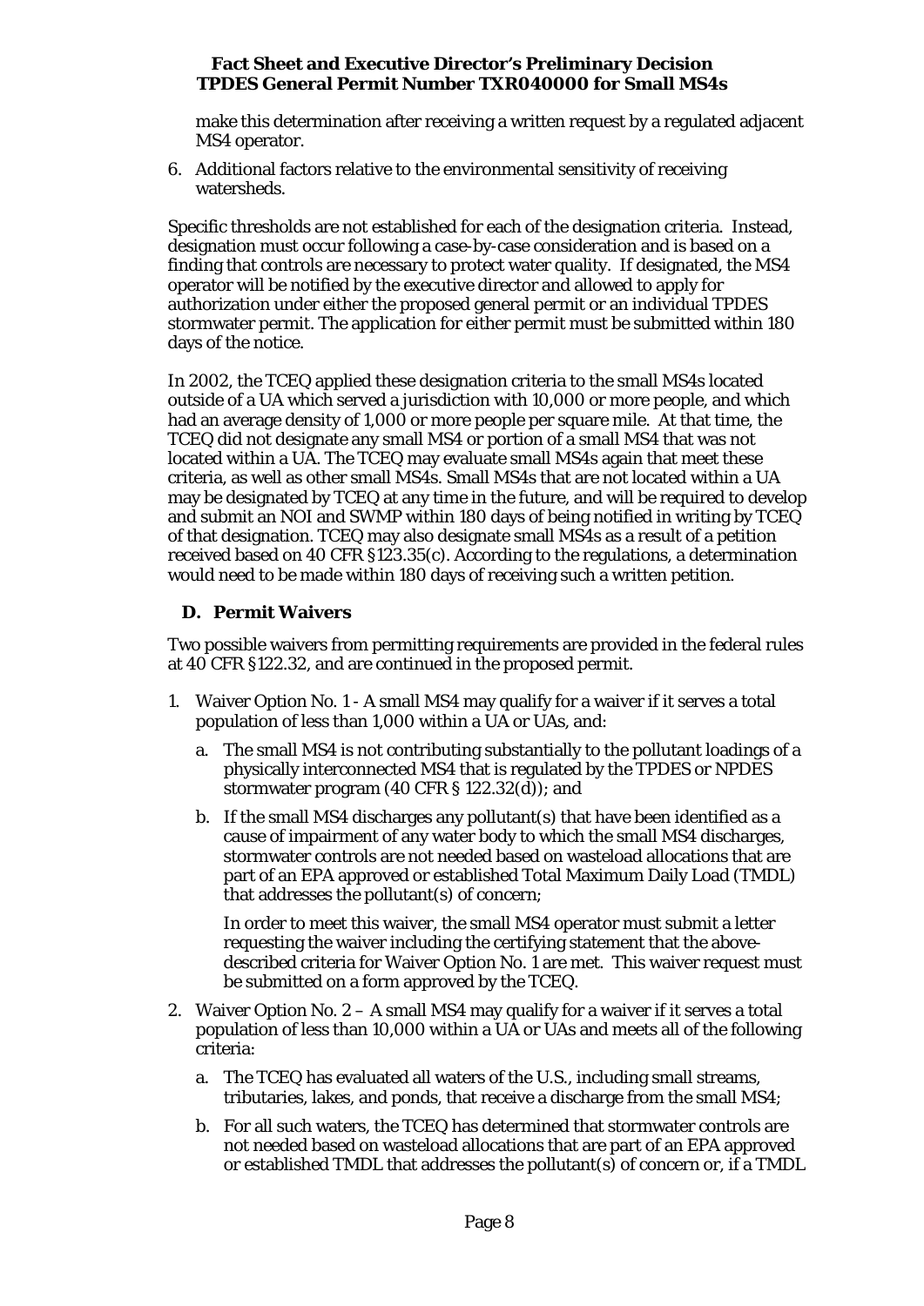make this determination after receiving a written request by a regulated adjacent MS4 operator.

6. Additional factors relative to the environmental sensitivity of receiving watersheds.

Specific thresholds are not established for each of the designation criteria. Instead, designation must occur following a case-by-case consideration and is based on a finding that controls are necessary to protect water quality. If designated, the MS4 operator will be notified by the executive director and allowed to apply for authorization under either the proposed general permit or an individual TPDES stormwater permit. The application for either permit must be submitted within 180 days of the notice.

In 2002, the TCEQ applied these designation criteria to the small MS4s located outside of a UA which served a jurisdiction with 10,000 or more people, and which had an average density of 1,000 or more people per square mile. At that time, the TCEQ did not designate any small MS4 or portion of a small MS4 that was not located within a UA. The TCEQ may evaluate small MS4s again that meet these criteria, as well as other small MS4s. Small MS4s that are not located within a UA may be designated by TCEQ at any time in the future, and will be required to develop and submit an NOI and SWMP within 180 days of being notified in writing by TCEQ of that designation. TCEQ may also designate small MS4s as a result of a petition received based on 40 CFR §123.35(c). According to the regulations, a determination would need to be made within 180 days of receiving such a written petition.

### D. Permit Waivers

Two possible waivers from permitting requirements are provided in the federal rules at 40 CFR §122.32, and are continued in the proposed permit.

1. Waiver Option No. 1 - A small MS4 may qualify for a waiver if it serves a total population of less than 1,000 within a UA or UAs, and:

   a. The small MS4 is not contributing substantially to the pollutant loadings of a physically interconnected MS4 that is regulated by the TPDES or NPDES stormwater program (40 CFR § 122.32(d)); and

   b. If the small MS4 discharges any pollutant(s) that have been identified as a cause of impairment of any water body to which the small MS4 discharges, stormwater controls are not needed based on wasteload allocations that are part of an EPA approved or established Total Maximum Daily Load (TMDL) that addresses the pollutant(s) of concern;

   In order to meet this waiver, the small MS4 operator must submit a letter requesting the waiver including the certifying statement that the above-described criteria for Waiver Option No. 1 are met. This waiver request must be submitted on a form approved by the TCEQ.

2. Waiver Option No. 2 – A small MS4 may qualify for a waiver if it serves a total population of less than 10,000 within a UA or UAs and meets all of the following criteria:

   a. The TCEQ has evaluated all waters of the U.S., including small streams, tributaries, lakes, and ponds, that receive a discharge from the small MS4;

   b. For all such waters, the TCEQ has determined that stormwater controls are not needed based on wasteload allocations that are part of an EPA approved or established TMDL that addresses the pollutant(s) of concern or, if a TMDL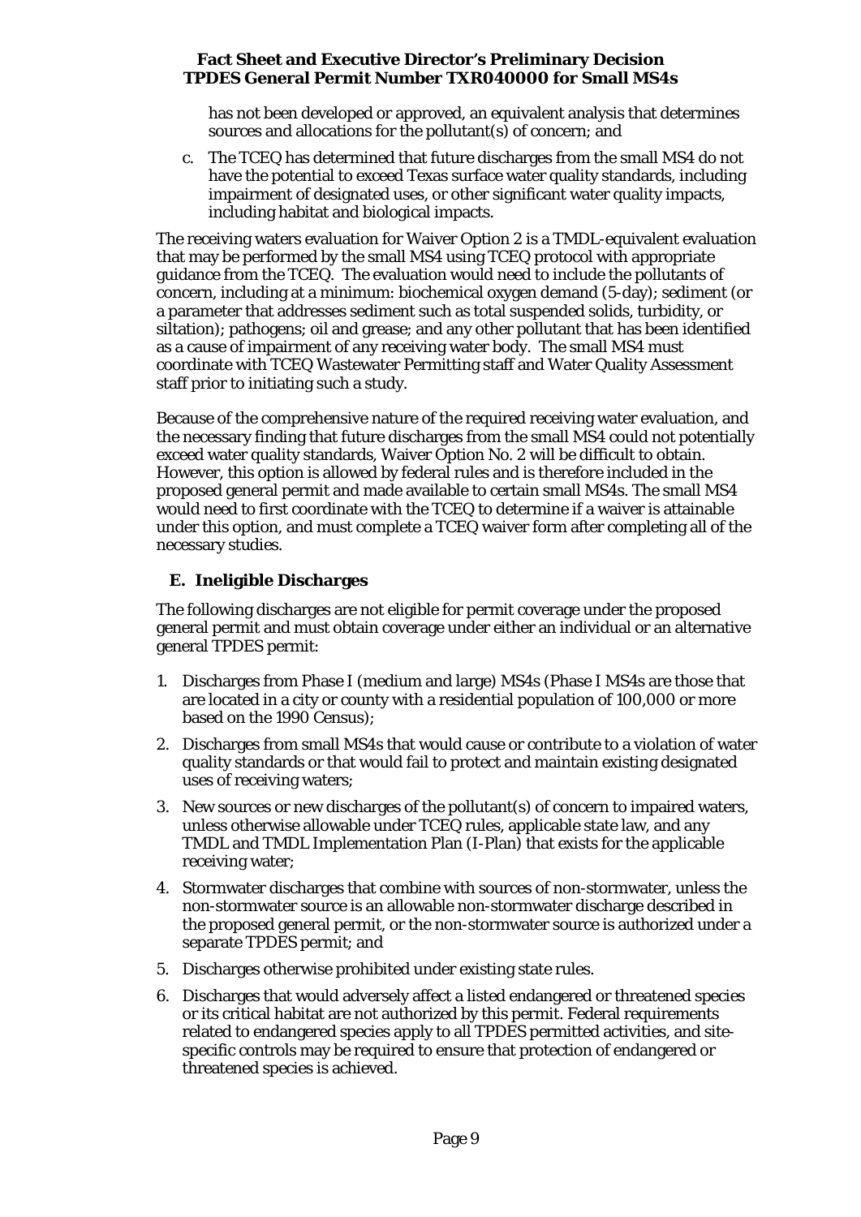has not been developed or approved, an equivalent analysis that determines sources and allocations for the pollutant(s) of concern; and

c. The TCEQ has determined that future discharges from the small MS4 do not have the potential to exceed Texas surface water quality standards, including impairment of designated uses, or other significant water quality impacts, including habitat and biological impacts.

The receiving waters evaluation for Waiver Option 2 is a TMDL-equivalent evaluation that may be performed by the small MS4 using TCEQ protocol with appropriate guidance from the TCEQ. The evaluation would need to include the pollutants of concern, including at a minimum: biochemical oxygen demand (5-day); sediment (or a parameter that addresses sediment such as total suspended solids, turbidity, or siltation); pathogens; oil and grease; and any other pollutant that has been identified as a cause of impairment of any receiving water body. The small MS4 must coordinate with TCEQ Wastewater Permitting staff and Water Quality Assessment staff prior to initiating such a study.

Because of the comprehensive nature of the required receiving water evaluation, and the necessary finding that future discharges from the small MS4 could not potentially exceed water quality standards, Waiver Option No. 2 will be difficult to obtain. However, this option is allowed by federal rules and is therefore included in the proposed general permit and made available to certain small MS4s. The small MS4 would need to first coordinate with the TCEQ to determine if a waiver is attainable under this option, and must complete a TCEQ waiver form after completing all of the necessary studies.

## E. Ineligible Discharges

The following discharges are not eligible for permit coverage under the proposed general permit and must obtain coverage under either an individual or an alternative general TPDES permit:

1. Discharges from Phase I (medium and large) MS4s (Phase I MS4s are those that are located in a city or county with a residential population of 100,000 or more based on the 1990 Census);
2. Discharges from small MS4s that would cause or contribute to a violation of water quality standards or that would fail to protect and maintain existing designated uses of receiving waters;
3. New sources or new discharges of the pollutant(s) of concern to impaired waters, unless otherwise allowable under TCEQ rules, applicable state law, and any TMDL and TMDL Implementation Plan (I-Plan) that exists for the applicable receiving water;
4. Stormwater discharges that combine with sources of non-stormwater, unless the non-stormwater source is an allowable non-stormwater discharge described in the proposed general permit, or the non-stormwater source is authorized under a separate TPDES permit; and
5. Discharges otherwise prohibited under existing state rules.
6. Discharges that would adversely affect a listed endangered or threatened species or its critical habitat are not authorized by this permit. Federal requirements related to endangered species apply to all TPDES permitted activities, and site-specific controls may be required to ensure that protection of endangered or threatened species is achieved.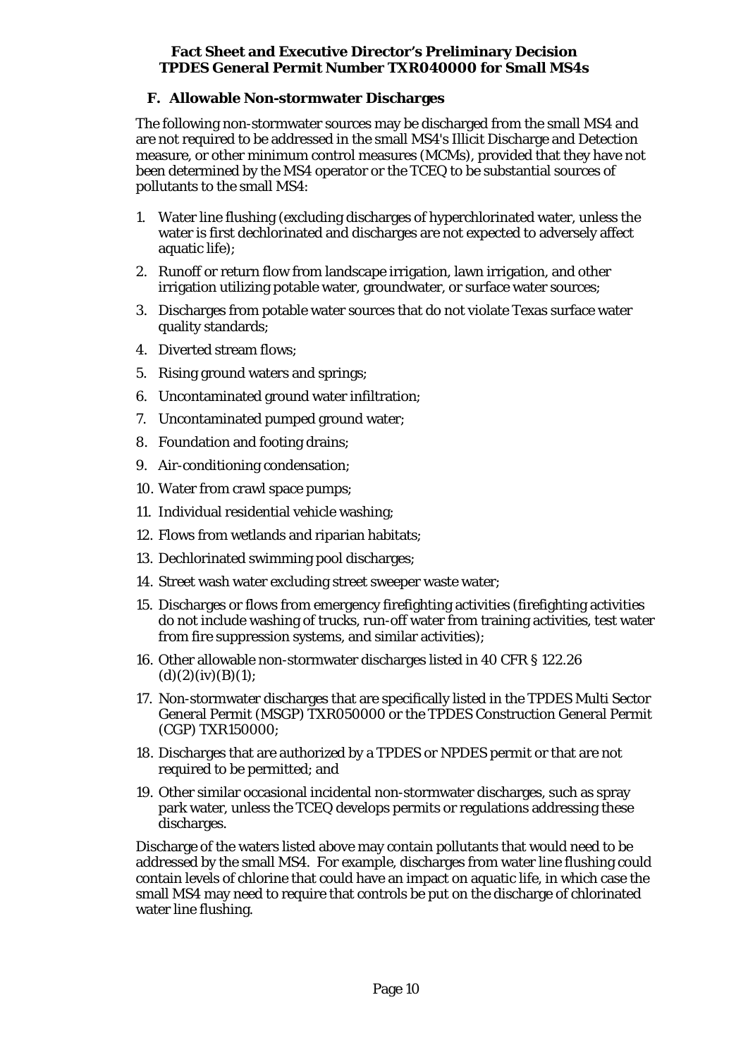### F. Allowable Non-stormwater Discharges

The following non-stormwater sources may be discharged from the small MS4 and are not required to be addressed in the small MS4's Illicit Discharge and Detection measure, or other minimum control measures (MCMs), provided that they have not been determined by the MS4 operator or the TCEQ to be substantial sources of pollutants to the small MS4:

1. Water line flushing (excluding discharges of hyperchlorinated water, unless the water is first dechlorinated and discharges are not expected to adversely affect aquatic life);
2. Runoff or return flow from landscape irrigation, lawn irrigation, and other irrigation utilizing potable water, groundwater, or surface water sources;
3. Discharges from potable water sources that do not violate Texas surface water quality standards;
4. Diverted stream flows;
5. Rising ground waters and springs;
6. Uncontaminated ground water infiltration;
7. Uncontaminated pumped ground water;
8. Foundation and footing drains;
9. Air-conditioning condensation;
10. Water from crawl space pumps;
11. Individual residential vehicle washing;
12. Flows from wetlands and riparian habitats;
13. Dechlorinated swimming pool discharges;
14. Street wash water excluding street sweeper waste water;
15. Discharges or flows from emergency firefighting activities (firefighting activities do not include washing of trucks, run-off water from training activities, test water from fire suppression systems, and similar activities);
16. Other allowable non-stormwater discharges listed in 40 CFR § 122.26 (d)(2)(iv)(B)(1);
17. Non-stormwater discharges that are specifically listed in the TPDES Multi Sector General Permit (MSGP) TXR050000 or the TPDES Construction General Permit (CGP) TXR150000;
18. Discharges that are authorized by a TPDES or NPDES permit or that are not required to be permitted; and
19. Other similar occasional incidental non-stormwater discharges, such as spray park water, unless the TCEQ develops permits or regulations addressing these discharges.

Discharge of the waters listed above may contain pollutants that would need to be addressed by the small MS4. For example, discharges from water line flushing could contain levels of chlorine that could have an impact on aquatic life, in which case the small MS4 may need to require that controls be put on the discharge of chlorinated water line flushing.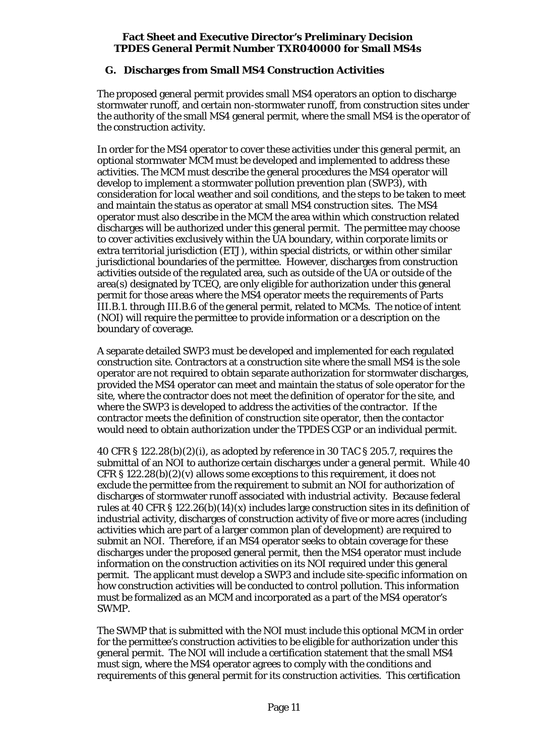## G. Discharges from Small MS4 Construction Activities

The proposed general permit provides small MS4 operators an option to discharge stormwater runoff, and certain non-stormwater runoff, from construction sites under the authority of the small MS4 general permit, where the small MS4 is the operator of the construction activity.

In order for the MS4 operator to cover these activities under this general permit, an optional stormwater MCM must be developed and implemented to address these activities. The MCM must describe the general procedures the MS4 operator will develop to implement a stormwater pollution prevention plan (SWP3), with consideration for local weather and soil conditions, and the steps to be taken to meet and maintain the status as operator at small MS4 construction sites. The MS4 operator must also describe in the MCM the area within which construction related discharges will be authorized under this general permit. The permittee may choose to cover activities exclusively within the UA boundary, within corporate limits or extra territorial jurisdiction (ETJ), within special districts, or within other similar jurisdictional boundaries of the permittee. However, discharges from construction activities outside of the regulated area, such as outside of the UA or outside of the area(s) designated by TCEQ, are only eligible for authorization under this general permit for those areas where the MS4 operator meets the requirements of Parts III.B.1. through III.B.6 of the general permit, related to MCMs. The notice of intent (NOI) will require the permittee to provide information or a description on the boundary of coverage.

A separate detailed SWP3 must be developed and implemented for each regulated construction site. Contractors at a construction site where the small MS4 is the sole operator are not required to obtain separate authorization for stormwater discharges, provided the MS4 operator can meet and maintain the status of sole operator for the site, where the contractor does not meet the definition of operator for the site, and where the SWP3 is developed to address the activities of the contractor. If the contractor meets the definition of construction site operator, then the contactor would need to obtain authorization under the TPDES CGP or an individual permit.

40 CFR § 122.28(b)(2)(i), as adopted by reference in 30 TAC § 205.7, requires the submittal of an NOI to authorize certain discharges under a general permit. While 40 CFR § 122.28(b)(2)(v) allows some exceptions to this requirement, it does not exclude the permittee from the requirement to submit an NOI for authorization of discharges of stormwater runoff associated with industrial activity. Because federal rules at 40 CFR § 122.26(b)(14)(x) includes large construction sites in its definition of industrial activity, discharges of construction activity of five or more acres (including activities which are part of a larger common plan of development) are required to submit an NOI. Therefore, if an MS4 operator seeks to obtain coverage for these discharges under the proposed general permit, then the MS4 operator must include information on the construction activities on its NOI required under this general permit. The applicant must develop a SWP3 and include site-specific information on how construction activities will be conducted to control pollution. This information must be formalized as an MCM and incorporated as a part of the MS4 operator's SWMP.

The SWMP that is submitted with the NOI must include this optional MCM in order for the permittee's construction activities to be eligible for authorization under this general permit. The NOI will include a certification statement that the small MS4 must sign, where the MS4 operator agrees to comply with the conditions and requirements of this general permit for its construction activities. This certification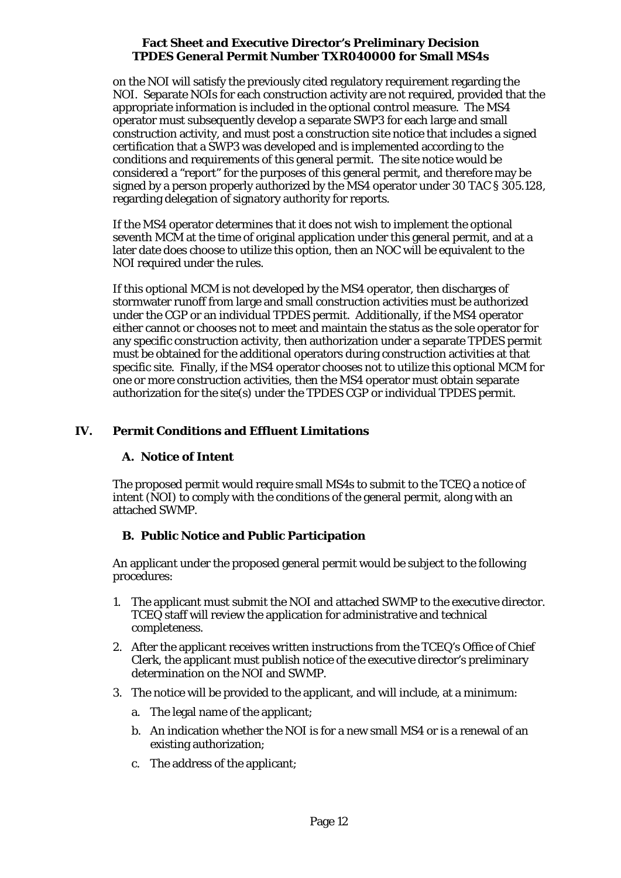on the NOI will satisfy the previously cited regulatory requirement regarding the NOI. Separate NOIs for each construction activity are not required, provided that the appropriate information is included in the optional control measure. The MS4 operator must subsequently develop a separate SWP3 for each large and small construction activity, and must post a construction site notice that includes a signed certification that a SWP3 was developed and is implemented according to the conditions and requirements of this general permit. The site notice would be considered a "report" for the purposes of this general permit, and therefore may be signed by a person properly authorized by the MS4 operator under 30 TAC § 305.128, regarding delegation of signatory authority for reports.

If the MS4 operator determines that it does not wish to implement the optional seventh MCM at the time of original application under this general permit, and at a later date does choose to utilize this option, then an NOC will be equivalent to the NOI required under the rules.

If this optional MCM is not developed by the MS4 operator, then discharges of stormwater runoff from large and small construction activities must be authorized under the CGP or an individual TPDES permit. Additionally, if the MS4 operator either cannot or chooses not to meet and maintain the status as the sole operator for any specific construction activity, then authorization under a separate TPDES permit must be obtained for the additional operators during construction activities at that specific site. Finally, if the MS4 operator chooses not to utilize this optional MCM for one or more construction activities, then the MS4 operator must obtain separate authorization for the site(s) under the TPDES CGP or individual TPDES permit.

## IV. Permit Conditions and Effluent Limitations

### A. Notice of Intent

The proposed permit would require small MS4s to submit to the TCEQ a notice of intent (NOI) to comply with the conditions of the general permit, along with an attached SWMP.

### B. Public Notice and Public Participation

An applicant under the proposed general permit would be subject to the following procedures:

1. The applicant must submit the NOI and attached SWMP to the executive director. TCEQ staff will review the application for administrative and technical completeness.
2. After the applicant receives written instructions from the TCEQ's Office of Chief Clerk, the applicant must publish notice of the executive director's preliminary determination on the NOI and SWMP.
3. The notice will be provided to the applicant, and will include, at a minimum:
   a. The legal name of the applicant;
   b. An indication whether the NOI is for a new small MS4 or is a renewal of an existing authorization;
   c. The address of the applicant;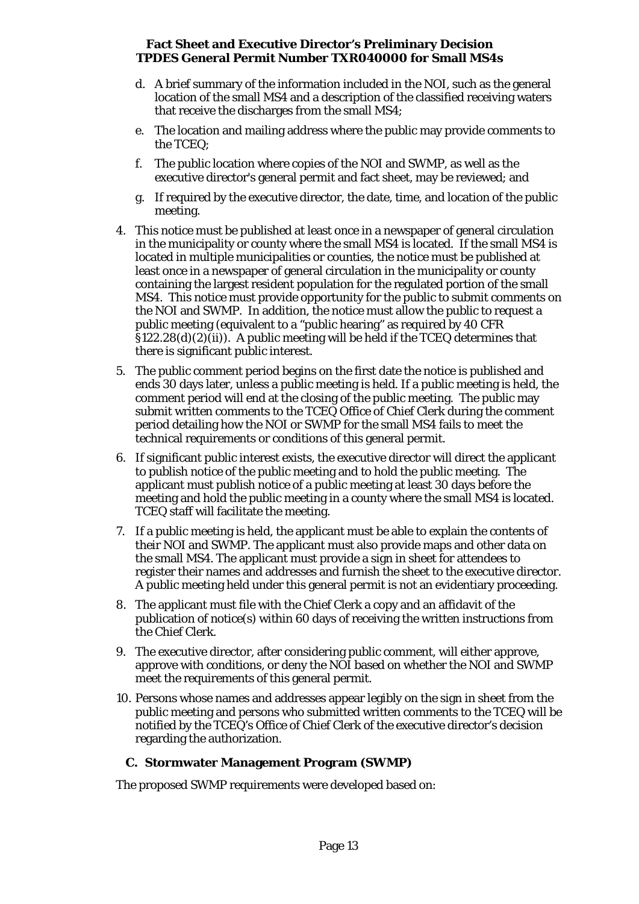d. A brief summary of the information included in the NOI, such as the general location of the small MS4 and a description of the classified receiving waters that receive the discharges from the small MS4;

e. The location and mailing address where the public may provide comments to the TCEQ;

f. The public location where copies of the NOI and SWMP, as well as the executive director's general permit and fact sheet, may be reviewed; and

g. If required by the executive director, the date, time, and location of the public meeting.

4. This notice must be published at least once in a newspaper of general circulation in the municipality or county where the small MS4 is located. If the small MS4 is located in multiple municipalities or counties, the notice must be published at least once in a newspaper of general circulation in the municipality or county containing the largest resident population for the regulated portion of the small MS4. This notice must provide opportunity for the public to submit comments on the NOI and SWMP. In addition, the notice must allow the public to request a public meeting (equivalent to a "public hearing" as required by 40 CFR §122.28(d)(2)(ii)). A public meeting will be held if the TCEQ determines that there is significant public interest.

5. The public comment period begins on the first date the notice is published and ends 30 days later, unless a public meeting is held. If a public meeting is held, the comment period will end at the closing of the public meeting. The public may submit written comments to the TCEQ Office of Chief Clerk during the comment period detailing how the NOI or SWMP for the small MS4 fails to meet the technical requirements or conditions of this general permit.

6. If significant public interest exists, the executive director will direct the applicant to publish notice of the public meeting and to hold the public meeting. The applicant must publish notice of a public meeting at least 30 days before the meeting and hold the public meeting in a county where the small MS4 is located. TCEQ staff will facilitate the meeting.

7. If a public meeting is held, the applicant must be able to explain the contents of their NOI and SWMP. The applicant must also provide maps and other data on the small MS4. The applicant must provide a sign in sheet for attendees to register their names and addresses and furnish the sheet to the executive director. A public meeting held under this general permit is not an evidentiary proceeding.

8. The applicant must file with the Chief Clerk a copy and an affidavit of the publication of notice(s) within 60 days of receiving the written instructions from the Chief Clerk.

9. The executive director, after considering public comment, will either approve, approve with conditions, or deny the NOI based on whether the NOI and SWMP meet the requirements of this general permit.

10. Persons whose names and addresses appear legibly on the sign in sheet from the public meeting and persons who submitted written comments to the TCEQ will be notified by the TCEQ's Office of Chief Clerk of the executive director's decision regarding the authorization.

### C. Stormwater Management Program (SWMP)

The proposed SWMP requirements were developed based on: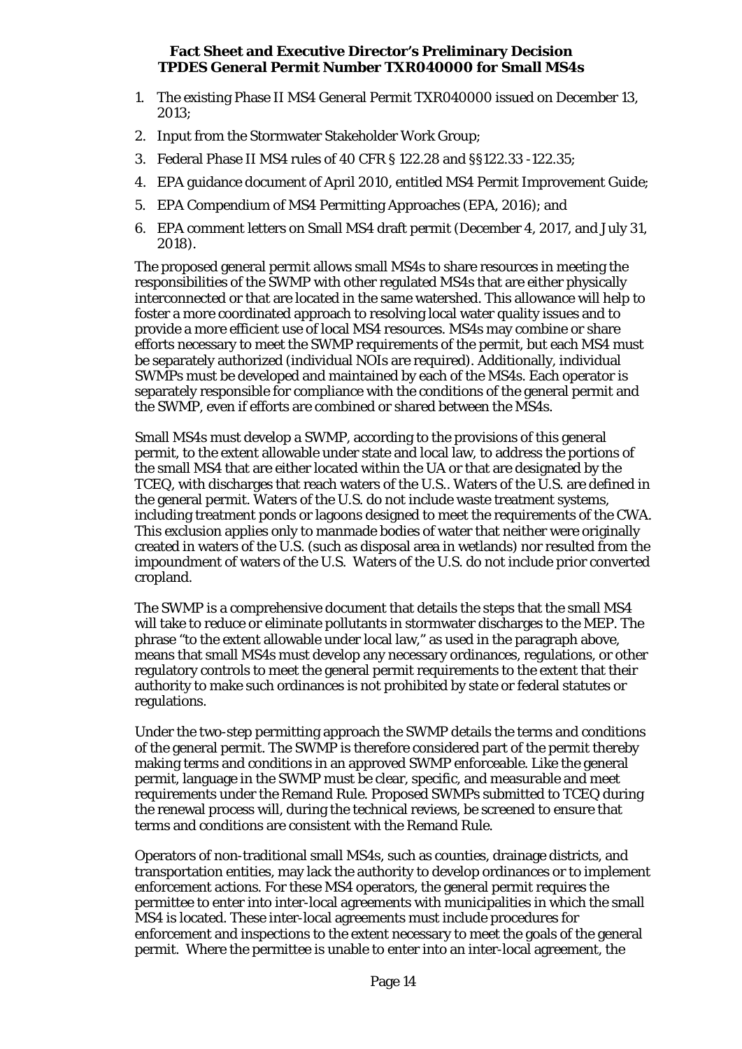1. The existing Phase II MS4 General Permit TXR040000 issued on December 13, 2013;
2. Input from the Stormwater Stakeholder Work Group;
3. Federal Phase II MS4 rules of 40 CFR § 122.28 and §§122.33 -122.35;
4. EPA guidance document of April 2010, entitled MS4 Permit Improvement Guide;
5. EPA Compendium of MS4 Permitting Approaches (EPA, 2016); and
6. EPA comment letters on Small MS4 draft permit (December 4, 2017, and July 31, 2018).

The proposed general permit allows small MS4s to share resources in meeting the responsibilities of the SWMP with other regulated MS4s that are either physically interconnected or that are located in the same watershed. This allowance will help to foster a more coordinated approach to resolving local water quality issues and to provide a more efficient use of local MS4 resources. MS4s may combine or share efforts necessary to meet the SWMP requirements of the permit, but each MS4 must be separately authorized (individual NOIs are required). Additionally, individual SWMPs must be developed and maintained by each of the MS4s. Each operator is separately responsible for compliance with the conditions of the general permit and the SWMP, even if efforts are combined or shared between the MS4s.

Small MS4s must develop a SWMP, according to the provisions of this general permit, to the extent allowable under state and local law, to address the portions of the small MS4 that are either located within the UA or that are designated by the TCEQ, with discharges that reach waters of the U.S.. Waters of the U.S. are defined in the general permit. Waters of the U.S. do not include waste treatment systems, including treatment ponds or lagoons designed to meet the requirements of the CWA. This exclusion applies only to manmade bodies of water that neither were originally created in waters of the U.S. (such as disposal area in wetlands) nor resulted from the impoundment of waters of the U.S. Waters of the U.S. do not include prior converted cropland.

The SWMP is a comprehensive document that details the steps that the small MS4 will take to reduce or eliminate pollutants in stormwater discharges to the MEP. The phrase "to the extent allowable under local law," as used in the paragraph above, means that small MS4s must develop any necessary ordinances, regulations, or other regulatory controls to meet the general permit requirements to the extent that their authority to make such ordinances is not prohibited by state or federal statutes or regulations.

Under the two-step permitting approach the SWMP details the terms and conditions of the general permit. The SWMP is therefore considered part of the permit thereby making terms and conditions in an approved SWMP enforceable. Like the general permit, language in the SWMP must be clear, specific, and measurable and meet requirements under the Remand Rule. Proposed SWMPs submitted to TCEQ during the renewal process will, during the technical reviews, be screened to ensure that terms and conditions are consistent with the Remand Rule.

Operators of non-traditional small MS4s, such as counties, drainage districts, and transportation entities, may lack the authority to develop ordinances or to implement enforcement actions. For these MS4 operators, the general permit requires the permittee to enter into inter-local agreements with municipalities in which the small MS4 is located. These inter-local agreements must include procedures for enforcement and inspections to the extent necessary to meet the goals of the general permit. Where the permittee is unable to enter into an inter-local agreement, the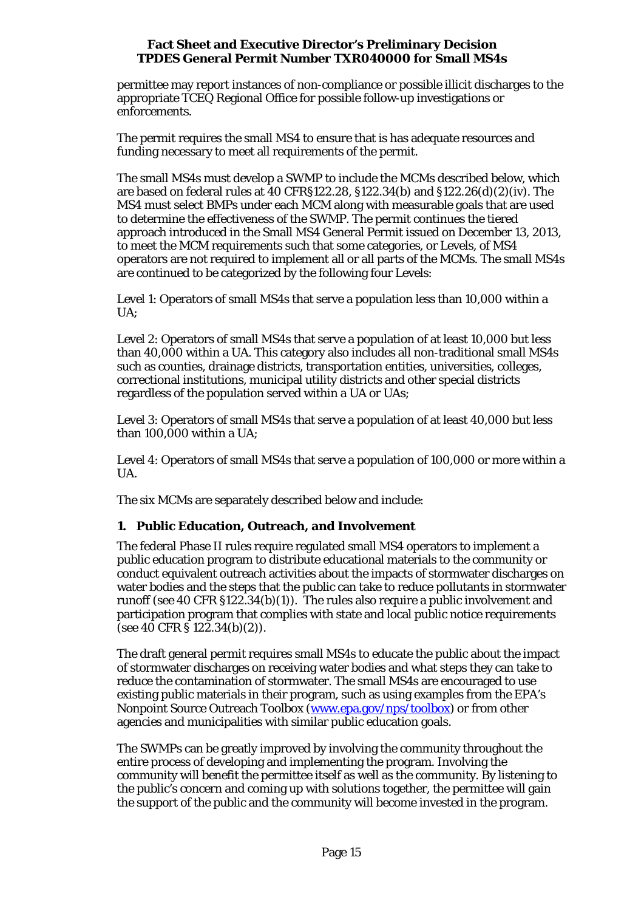permittee may report instances of non-compliance or possible illicit discharges to the appropriate TCEQ Regional Office for possible follow-up investigations or enforcements.

The permit requires the small MS4 to ensure that is has adequate resources and funding necessary to meet all requirements of the permit.

The small MS4s must develop a SWMP to include the MCMs described below, which are based on federal rules at 40 CFR§122.28, §122.34(b) and §122.26(d)(2)(iv). The MS4 must select BMPs under each MCM along with measurable goals that are used to determine the effectiveness of the SWMP. The permit continues the tiered approach introduced in the Small MS4 General Permit issued on December 13, 2013, to meet the MCM requirements such that some categories, or Levels, of MS4 operators are not required to implement all or all parts of the MCMs. The small MS4s are continued to be categorized by the following four Levels:

Level 1: Operators of small MS4s that serve a population less than 10,000 within a UA;

Level 2: Operators of small MS4s that serve a population of at least 10,000 but less than 40,000 within a UA. This category also includes all non-traditional small MS4s such as counties, drainage districts, transportation entities, universities, colleges, correctional institutions, municipal utility districts and other special districts regardless of the population served within a UA or UAs;

Level 3: Operators of small MS4s that serve a population of at least 40,000 but less than 100,000 within a UA;

Level 4: Operators of small MS4s that serve a population of 100,000 or more within a UA.

The six MCMs are separately described below and include:

### 1. Public Education, Outreach, and Involvement

The federal Phase II rules require regulated small MS4 operators to implement a public education program to distribute educational materials to the community or conduct equivalent outreach activities about the impacts of stormwater discharges on water bodies and the steps that the public can take to reduce pollutants in stormwater runoff (see 40 CFR §122.34(b)(1)). The rules also require a public involvement and participation program that complies with state and local public notice requirements (see 40 CFR § 122.34(b)(2)).

The draft general permit requires small MS4s to educate the public about the impact of stormwater discharges on receiving water bodies and what steps they can take to reduce the contamination of stormwater. The small MS4s are encouraged to use existing public materials in their program, such as using examples from the EPA's Nonpoint Source Outreach Toolbox (www.epa.gov/nps/toolbox) or from other agencies and municipalities with similar public education goals.

The SWMPs can be greatly improved by involving the community throughout the entire process of developing and implementing the program. Involving the community will benefit the permittee itself as well as the community. By listening to the public's concern and coming up with solutions together, the permittee will gain the support of the public and the community will become invested in the program.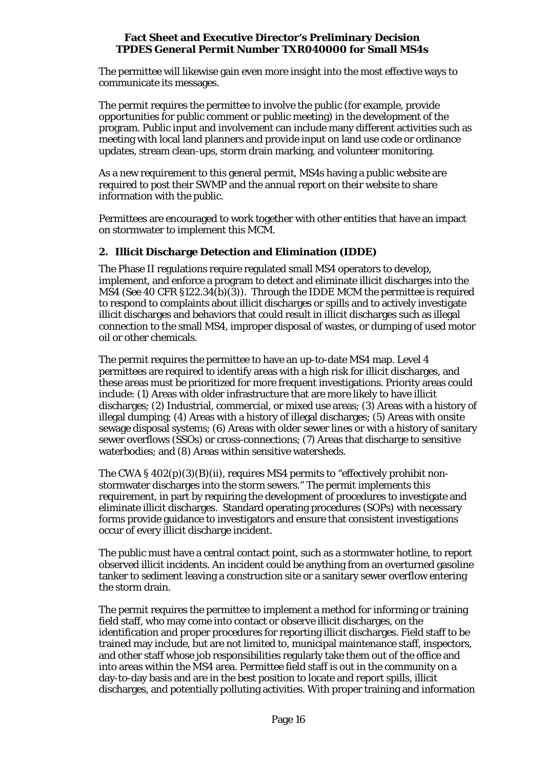The permittee will likewise gain even more insight into the most effective ways to communicate its messages.

The permit requires the permittee to involve the public (for example, provide opportunities for public comment or public meeting) in the development of the program. Public input and involvement can include many different activities such as meeting with local land planners and provide input on land use code or ordinance updates, stream clean-ups, storm drain marking, and volunteer monitoring.

As a new requirement to this general permit, MS4s having a public website are required to post their SWMP and the annual report on their website to share information with the public.

Permittees are encouraged to work together with other entities that have an impact on stormwater to implement this MCM.

## 2. Illicit Discharge Detection and Elimination (IDDE)

The Phase II regulations require regulated small MS4 operators to develop, implement, and enforce a program to detect and eliminate illicit discharges into the MS4 (See 40 CFR §122.34(b)(3)). Through the IDDE MCM the permittee is required to respond to complaints about illicit discharges or spills and to actively investigate illicit discharges and behaviors that could result in illicit discharges such as illegal connection to the small MS4, improper disposal of wastes, or dumping of used motor oil or other chemicals.

The permit requires the permittee to have an up-to-date MS4 map. Level 4 permittees are required to identify areas with a high risk for illicit discharges, and these areas must be prioritized for more frequent investigations. Priority areas could include: (1) Areas with older infrastructure that are more likely to have illicit discharges; (2) Industrial, commercial, or mixed use areas; (3) Areas with a history of illegal dumping; (4) Areas with a history of illegal discharges; (5) Areas with onsite sewage disposal systems; (6) Areas with older sewer lines or with a history of sanitary sewer overflows (SSOs) or cross-connections; (7) Areas that discharge to sensitive waterbodies; and (8) Areas within sensitive watersheds.

The CWA § 402(p)(3)(B)(ii), requires MS4 permits to "effectively prohibit non-stormwater discharges into the storm sewers." The permit implements this requirement, in part by requiring the development of procedures to investigate and eliminate illicit discharges. Standard operating procedures (SOPs) with necessary forms provide guidance to investigators and ensure that consistent investigations occur of every illicit discharge incident.

The public must have a central contact point, such as a stormwater hotline, to report observed illicit incidents. An incident could be anything from an overturned gasoline tanker to sediment leaving a construction site or a sanitary sewer overflow entering the storm drain.

The permit requires the permittee to implement a method for informing or training field staff, who may come into contact or observe illicit discharges, on the identification and proper procedures for reporting illicit discharges. Field staff to be trained may include, but are not limited to, municipal maintenance staff, inspectors, and other staff whose job responsibilities regularly take them out of the office and into areas within the MS4 area. Permittee field staff is out in the community on a day-to-day basis and are in the best position to locate and report spills, illicit discharges, and potentially polluting activities. With proper training and information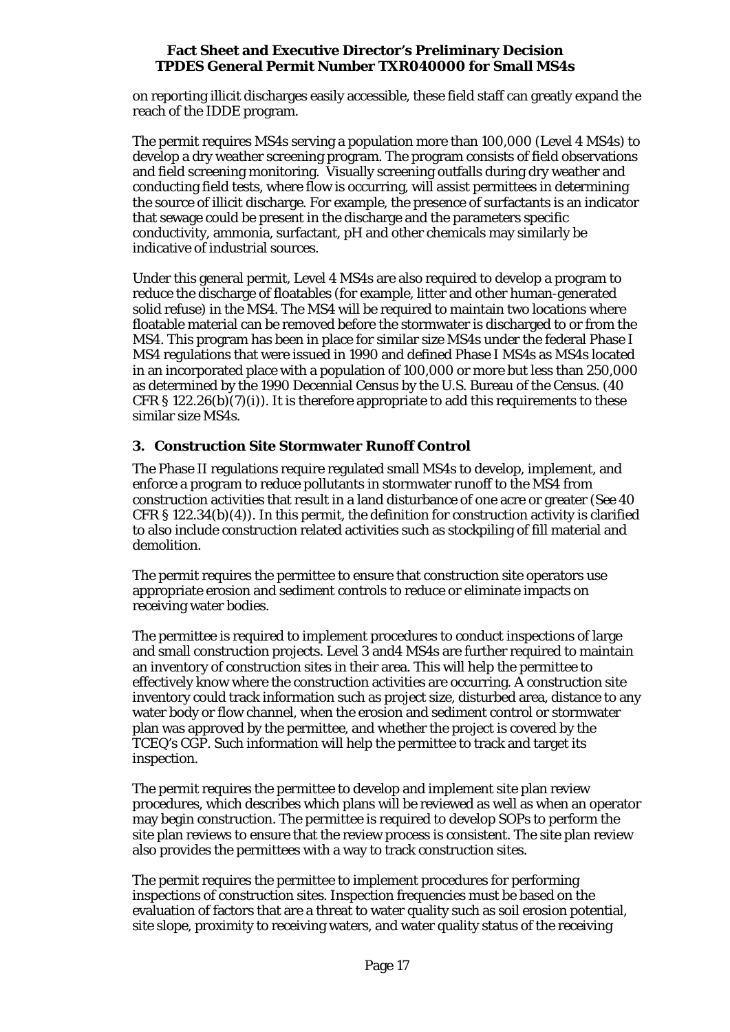on reporting illicit discharges easily accessible, these field staff can greatly expand the reach of the IDDE program.

The permit requires MS4s serving a population more than 100,000 (Level 4 MS4s) to develop a dry weather screening program. The program consists of field observations and field screening monitoring. Visually screening outfalls during dry weather and conducting field tests, where flow is occurring, will assist permittees in determining the source of illicit discharge. For example, the presence of surfactants is an indicator that sewage could be present in the discharge and the parameters specific conductivity, ammonia, surfactant, pH and other chemicals may similarly be indicative of industrial sources.

Under this general permit, Level 4 MS4s are also required to develop a program to reduce the discharge of floatables (for example, litter and other human-generated solid refuse) in the MS4. The MS4 will be required to maintain two locations where floatable material can be removed before the stormwater is discharged to or from the MS4. This program has been in place for similar size MS4s under the federal Phase I MS4 regulations that were issued in 1990 and defined Phase I MS4s as MS4s located in an incorporated place with a population of 100,000 or more but less than 250,000 as determined by the 1990 Decennial Census by the U.S. Bureau of the Census. (40 CFR § 122.26(b)(7)(i)). It is therefore appropriate to add this requirements to these similar size MS4s.

### 3. Construction Site Stormwater Runoff Control

The Phase II regulations require regulated small MS4s to develop, implement, and enforce a program to reduce pollutants in stormwater runoff to the MS4 from construction activities that result in a land disturbance of one acre or greater (See 40 CFR § 122.34(b)(4)). In this permit, the definition for construction activity is clarified to also include construction related activities such as stockpiling of fill material and demolition.

The permit requires the permittee to ensure that construction site operators use appropriate erosion and sediment controls to reduce or eliminate impacts on receiving water bodies.

The permittee is required to implement procedures to conduct inspections of large and small construction projects. Level 3 and4 MS4s are further required to maintain an inventory of construction sites in their area. This will help the permittee to effectively know where the construction activities are occurring. A construction site inventory could track information such as project size, disturbed area, distance to any water body or flow channel, when the erosion and sediment control or stormwater plan was approved by the permittee, and whether the project is covered by the TCEQ's CGP. Such information will help the permittee to track and target its inspection.

The permit requires the permittee to develop and implement site plan review procedures, which describes which plans will be reviewed as well as when an operator may begin construction. The permittee is required to develop SOPs to perform the site plan reviews to ensure that the review process is consistent. The site plan review also provides the permittees with a way to track construction sites.

The permit requires the permittee to implement procedures for performing inspections of construction sites. Inspection frequencies must be based on the evaluation of factors that are a threat to water quality such as soil erosion potential, site slope, proximity to receiving waters, and water quality status of the receiving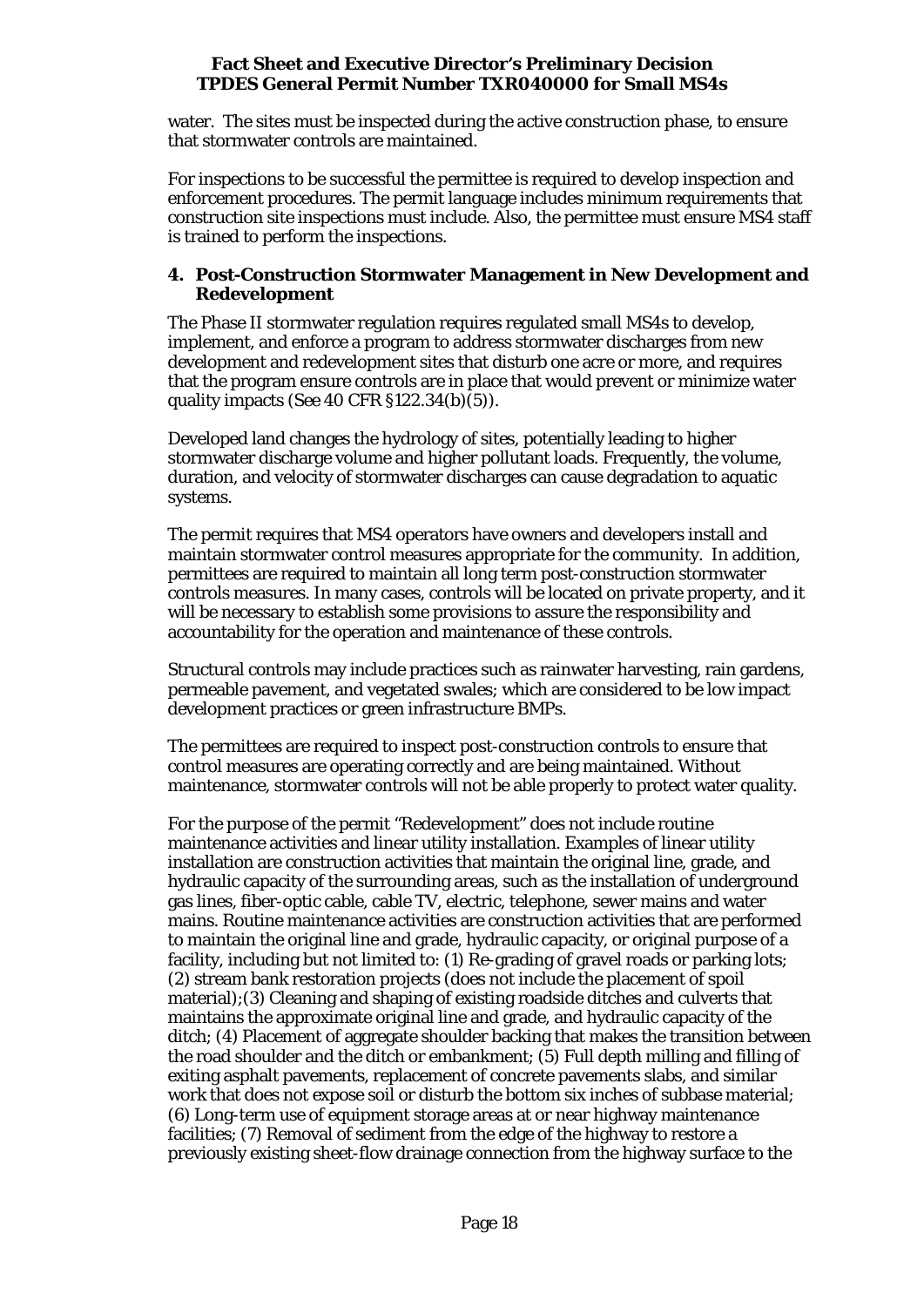water. The sites must be inspected during the active construction phase, to ensure that stormwater controls are maintained.

For inspections to be successful the permittee is required to develop inspection and enforcement procedures. The permit language includes minimum requirements that construction site inspections must include. Also, the permittee must ensure MS4 staff is trained to perform the inspections.

### 4. Post-Construction Stormwater Management in New Development and Redevelopment

The Phase II stormwater regulation requires regulated small MS4s to develop, implement, and enforce a program to address stormwater discharges from new development and redevelopment sites that disturb one acre or more, and requires that the program ensure controls are in place that would prevent or minimize water quality impacts (See 40 CFR §122.34(b)(5)).

Developed land changes the hydrology of sites, potentially leading to higher stormwater discharge volume and higher pollutant loads. Frequently, the volume, duration, and velocity of stormwater discharges can cause degradation to aquatic systems.

The permit requires that MS4 operators have owners and developers install and maintain stormwater control measures appropriate for the community. In addition, permittees are required to maintain all long term post-construction stormwater controls measures. In many cases, controls will be located on private property, and it will be necessary to establish some provisions to assure the responsibility and accountability for the operation and maintenance of these controls.

Structural controls may include practices such as rainwater harvesting, rain gardens, permeable pavement, and vegetated swales; which are considered to be low impact development practices or green infrastructure BMPs.

The permittees are required to inspect post-construction controls to ensure that control measures are operating correctly and are being maintained. Without maintenance, stormwater controls will not be able properly to protect water quality.

For the purpose of the permit "Redevelopment" does not include routine maintenance activities and linear utility installation. Examples of linear utility installation are construction activities that maintain the original line, grade, and hydraulic capacity of the surrounding areas, such as the installation of underground gas lines, fiber-optic cable, cable TV, electric, telephone, sewer mains and water mains. Routine maintenance activities are construction activities that are performed to maintain the original line and grade, hydraulic capacity, or original purpose of a facility, including but not limited to: (1) Re-grading of gravel roads or parking lots; (2) stream bank restoration projects (does not include the placement of spoil material);(3) Cleaning and shaping of existing roadside ditches and culverts that maintains the approximate original line and grade, and hydraulic capacity of the ditch; (4) Placement of aggregate shoulder backing that makes the transition between the road shoulder and the ditch or embankment; (5) Full depth milling and filling of exiting asphalt pavements, replacement of concrete pavements slabs, and similar work that does not expose soil or disturb the bottom six inches of subbase material; (6) Long-term use of equipment storage areas at or near highway maintenance facilities; (7) Removal of sediment from the edge of the highway to restore a previously existing sheet-flow drainage connection from the highway surface to the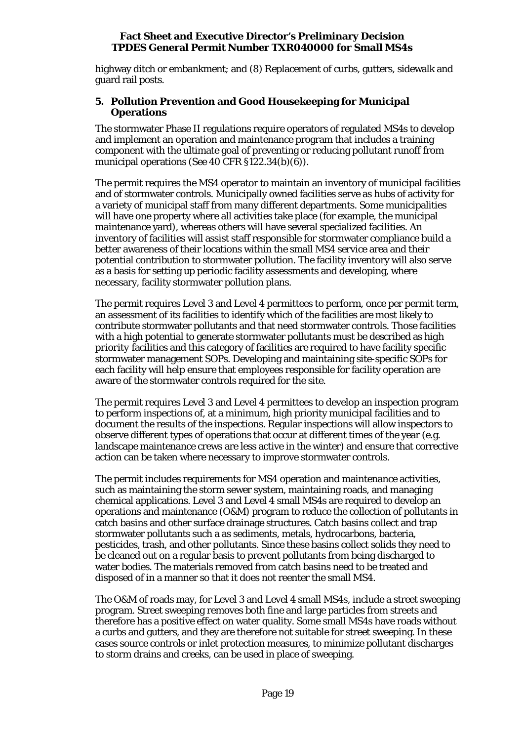highway ditch or embankment; and (8) Replacement of curbs, gutters, sidewalk and guard rail posts.

### 5. Pollution Prevention and Good Housekeeping for Municipal Operations

The stormwater Phase II regulations require operators of regulated MS4s to develop and implement an operation and maintenance program that includes a training component with the ultimate goal of preventing or reducing pollutant runoff from municipal operations (See 40 CFR §122.34(b)(6)).

The permit requires the MS4 operator to maintain an inventory of municipal facilities and of stormwater controls. Municipally owned facilities serve as hubs of activity for a variety of municipal staff from many different departments. Some municipalities will have one property where all activities take place (for example, the municipal maintenance yard), whereas others will have several specialized facilities. An inventory of facilities will assist staff responsible for stormwater compliance build a better awareness of their locations within the small MS4 service area and their potential contribution to stormwater pollution. The facility inventory will also serve as a basis for setting up periodic facility assessments and developing, where necessary, facility stormwater pollution plans.

The permit requires Level 3 and Level 4 permittees to perform, once per permit term, an assessment of its facilities to identify which of the facilities are most likely to contribute stormwater pollutants and that need stormwater controls. Those facilities with a high potential to generate stormwater pollutants must be described as high priority facilities and this category of facilities are required to have facility specific stormwater management SOPs. Developing and maintaining site-specific SOPs for each facility will help ensure that employees responsible for facility operation are aware of the stormwater controls required for the site.

The permit requires Level 3 and Level 4 permittees to develop an inspection program to perform inspections of, at a minimum, high priority municipal facilities and to document the results of the inspections. Regular inspections will allow inspectors to observe different types of operations that occur at different times of the year (e.g. landscape maintenance crews are less active in the winter) and ensure that corrective action can be taken where necessary to improve stormwater controls.

The permit includes requirements for MS4 operation and maintenance activities, such as maintaining the storm sewer system, maintaining roads, and managing chemical applications. Level 3 and Level 4 small MS4s are required to develop an operations and maintenance (O&M) program to reduce the collection of pollutants in catch basins and other surface drainage structures. Catch basins collect and trap stormwater pollutants such a as sediments, metals, hydrocarbons, bacteria, pesticides, trash, and other pollutants. Since these basins collect solids they need to be cleaned out on a regular basis to prevent pollutants from being discharged to water bodies. The materials removed from catch basins need to be treated and disposed of in a manner so that it does not reenter the small MS4.

The O&M of roads may, for Level 3 and Level 4 small MS4s, include a street sweeping program. Street sweeping removes both fine and large particles from streets and therefore has a positive effect on water quality. Some small MS4s have roads without a curbs and gutters, and they are therefore not suitable for street sweeping. In these cases source controls or inlet protection measures, to minimize pollutant discharges to storm drains and creeks, can be used in place of sweeping.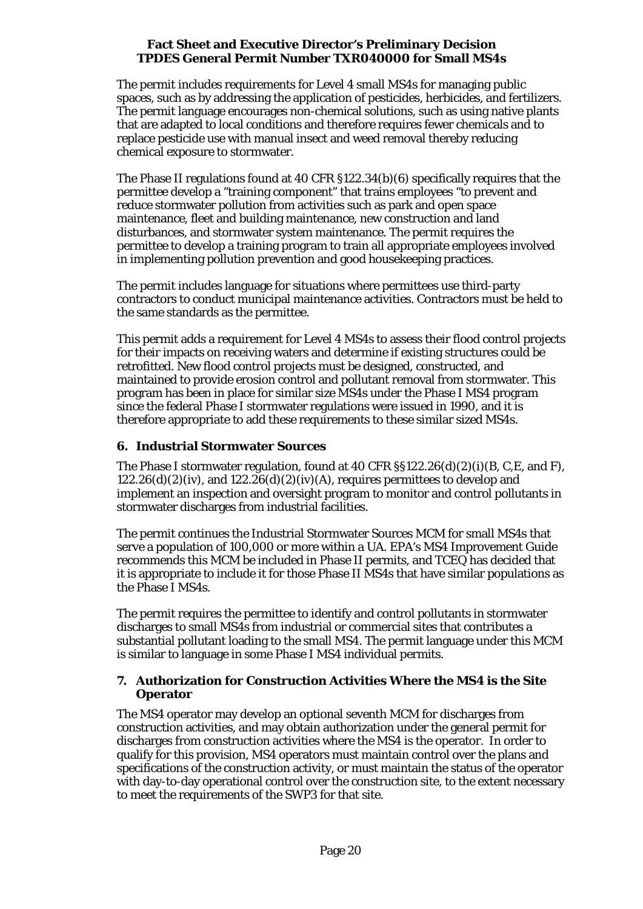The permit includes requirements for Level 4 small MS4s for managing public spaces, such as by addressing the application of pesticides, herbicides, and fertilizers. The permit language encourages non-chemical solutions, such as using native plants that are adapted to local conditions and therefore requires fewer chemicals and to replace pesticide use with manual insect and weed removal thereby reducing chemical exposure to stormwater.

The Phase II regulations found at 40 CFR §122.34(b)(6) specifically requires that the permittee develop a "training component" that trains employees "to prevent and reduce stormwater pollution from activities such as park and open space maintenance, fleet and building maintenance, new construction and land disturbances, and stormwater system maintenance. The permit requires the permittee to develop a training program to train all appropriate employees involved in implementing pollution prevention and good housekeeping practices.

The permit includes language for situations where permittees use third-party contractors to conduct municipal maintenance activities. Contractors must be held to the same standards as the permittee.

This permit adds a requirement for Level 4 MS4s to assess their flood control projects for their impacts on receiving waters and determine if existing structures could be retrofitted. New flood control projects must be designed, constructed, and maintained to provide erosion control and pollutant removal from stormwater. This program has been in place for similar size MS4s under the Phase I MS4 program since the federal Phase I stormwater regulations were issued in 1990, and it is therefore appropriate to add these requirements to these similar sized MS4s.

### 6. Industrial Stormwater Sources

The Phase I stormwater regulation, found at 40 CFR §§122.26(d)(2)(i)(B, C,E, and F), 122.26(d)(2)(iv), and 122.26(d)(2)(iv)(A), requires permittees to develop and implement an inspection and oversight program to monitor and control pollutants in stormwater discharges from industrial facilities.

The permit continues the Industrial Stormwater Sources MCM for small MS4s that serve a population of 100,000 or more within a UA. EPA's MS4 Improvement Guide recommends this MCM be included in Phase II permits, and TCEQ has decided that it is appropriate to include it for those Phase II MS4s that have similar populations as the Phase I MS4s.

The permit requires the permittee to identify and control pollutants in stormwater discharges to small MS4s from industrial or commercial sites that contributes a substantial pollutant loading to the small MS4. The permit language under this MCM is similar to language in some Phase I MS4 individual permits.

### 7. Authorization for Construction Activities Where the MS4 is the Site Operator

The MS4 operator may develop an optional seventh MCM for discharges from construction activities, and may obtain authorization under the general permit for discharges from construction activities where the MS4 is the operator. In order to qualify for this provision, MS4 operators must maintain control over the plans and specifications of the construction activity, or must maintain the status of the operator with day-to-day operational control over the construction site, to the extent necessary to meet the requirements of the SWP3 for that site.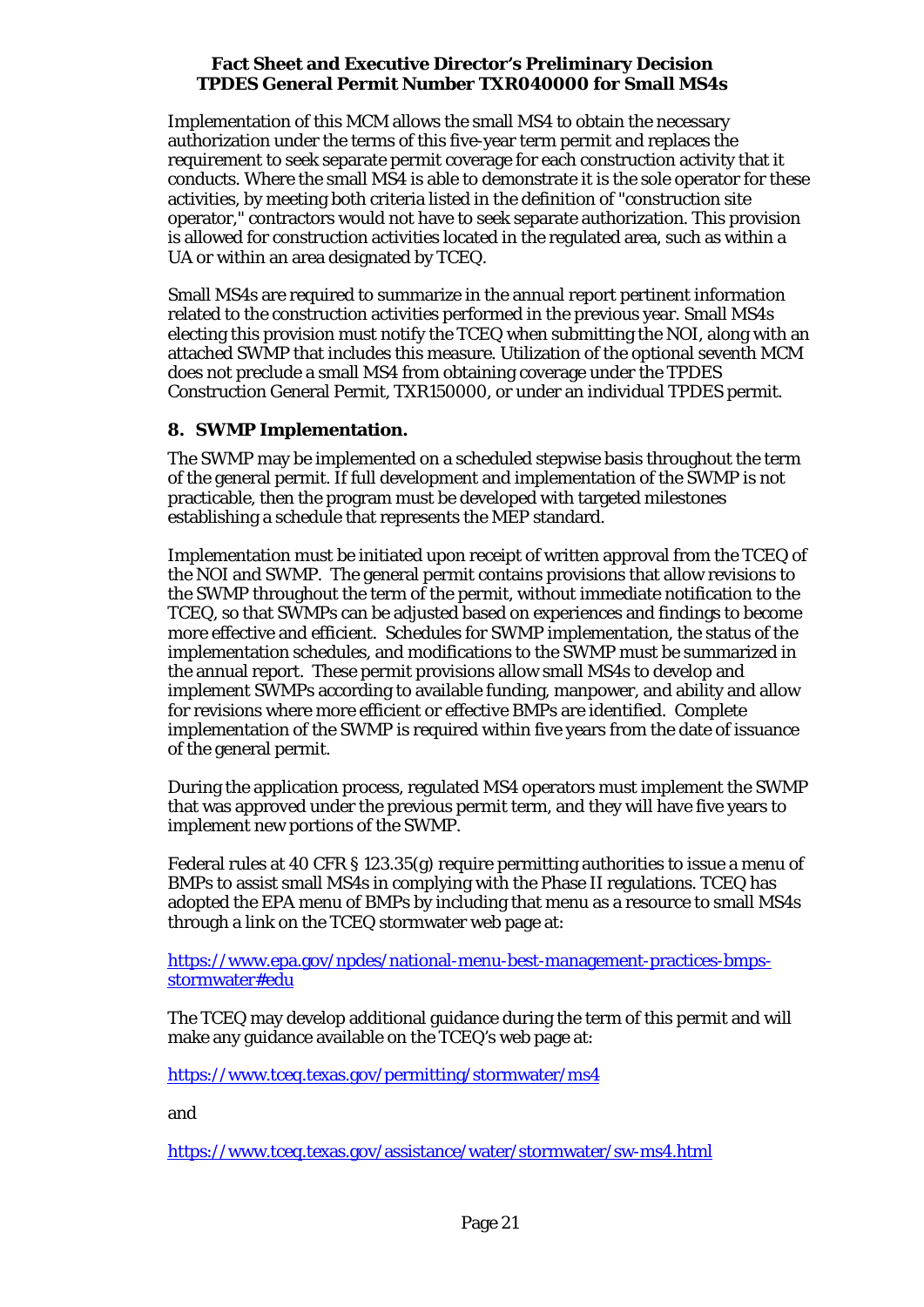Implementation of this MCM allows the small MS4 to obtain the necessary authorization under the terms of this five-year term permit and replaces the requirement to seek separate permit coverage for each construction activity that it conducts. Where the small MS4 is able to demonstrate it is the sole operator for these activities, by meeting both criteria listed in the definition of "construction site operator," contractors would not have to seek separate authorization. This provision is allowed for construction activities located in the regulated area, such as within a UA or within an area designated by TCEQ.

Small MS4s are required to summarize in the annual report pertinent information related to the construction activities performed in the previous year. Small MS4s electing this provision must notify the TCEQ when submitting the NOI, along with an attached SWMP that includes this measure. Utilization of the optional seventh MCM does not preclude a small MS4 from obtaining coverage under the TPDES Construction General Permit, TXR150000, or under an individual TPDES permit.

## 8. SWMP Implementation.

The SWMP may be implemented on a scheduled stepwise basis throughout the term of the general permit. If full development and implementation of the SWMP is not practicable, then the program must be developed with targeted milestones establishing a schedule that represents the MEP standard.

Implementation must be initiated upon receipt of written approval from the TCEQ of the NOI and SWMP. The general permit contains provisions that allow revisions to the SWMP throughout the term of the permit, without immediate notification to the TCEQ, so that SWMPs can be adjusted based on experiences and findings to become more effective and efficient. Schedules for SWMP implementation, the status of the implementation schedules, and modifications to the SWMP must be summarized in the annual report. These permit provisions allow small MS4s to develop and implement SWMPs according to available funding, manpower, and ability and allow for revisions where more efficient or effective BMPs are identified. Complete implementation of the SWMP is required within five years from the date of issuance of the general permit.

During the application process, regulated MS4 operators must implement the SWMP that was approved under the previous permit term, and they will have five years to implement new portions of the SWMP.

Federal rules at 40 CFR § 123.35(g) require permitting authorities to issue a menu of BMPs to assist small MS4s in complying with the Phase II regulations. TCEQ has adopted the EPA menu of BMPs by including that menu as a resource to small MS4s through a link on the TCEQ stormwater web page at:

https://www.epa.gov/npdes/national-menu-best-management-practices-bmps-stormwater#edu

The TCEQ may develop additional guidance during the term of this permit and will make any guidance available on the TCEQ's web page at:

https://www.tceq.texas.gov/permitting/stormwater/ms4

and

https://www.tceq.texas.gov/assistance/water/stormwater/sw-ms4.html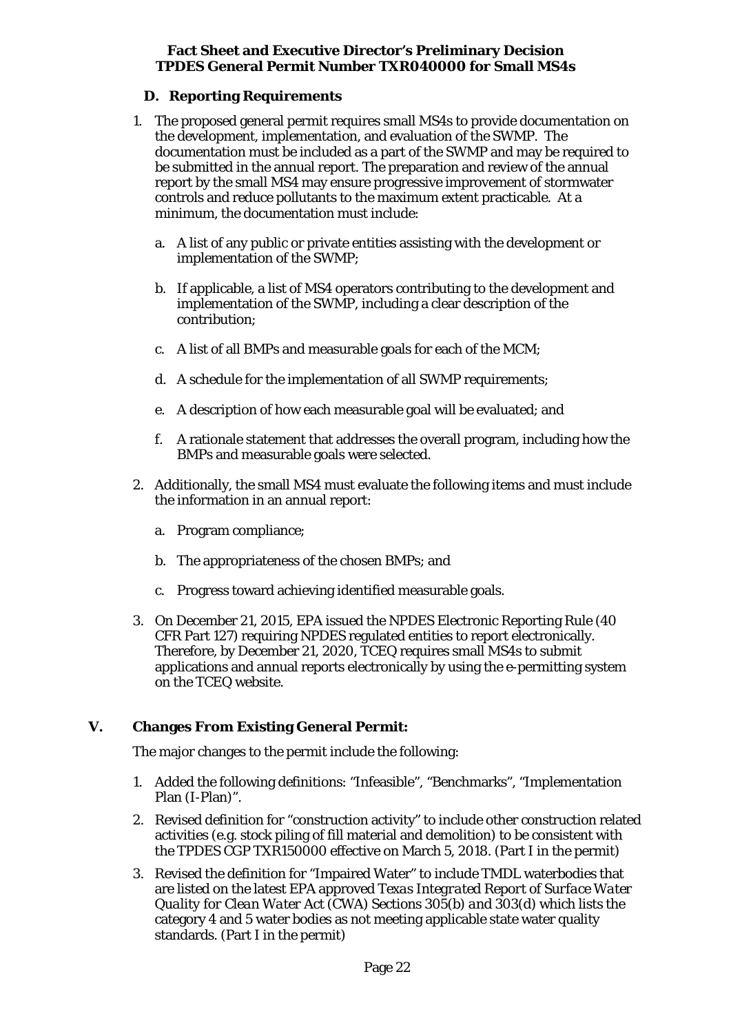### D. Reporting Requirements

1. The proposed general permit requires small MS4s to provide documentation on the development, implementation, and evaluation of the SWMP. The documentation must be included as a part of the SWMP and may be required to be submitted in the annual report. The preparation and review of the annual report by the small MS4 may ensure progressive improvement of stormwater controls and reduce pollutants to the maximum extent practicable. At a minimum, the documentation must include:

   a. A list of any public or private entities assisting with the development or implementation of the SWMP;

   b. If applicable, a list of MS4 operators contributing to the development and implementation of the SWMP, including a clear description of the contribution;

   c. A list of all BMPs and measurable goals for each of the MCM;

   d. A schedule for the implementation of all SWMP requirements;

   e. A description of how each measurable goal will be evaluated; and

   f. A rationale statement that addresses the overall program, including how the BMPs and measurable goals were selected.

2. Additionally, the small MS4 must evaluate the following items and must include the information in an annual report:

   a. Program compliance;

   b. The appropriateness of the chosen BMPs; and

   c. Progress toward achieving identified measurable goals.

3. On December 21, 2015, EPA issued the NPDES Electronic Reporting Rule (40 CFR Part 127) requiring NPDES regulated entities to report electronically. Therefore, by December 21, 2020, TCEQ requires small MS4s to submit applications and annual reports electronically by using the e-permitting system on the TCEQ website.

## V. Changes From Existing General Permit:

The major changes to the permit include the following:

1. Added the following definitions: "Infeasible", "Benchmarks", "Implementation Plan (I-Plan)".

2. Revised definition for "construction activity" to include other construction related activities (e.g. stock piling of fill material and demolition) to be consistent with the TPDES CGP TXR150000 effective on March 5, 2018. (Part I in the permit)

3. Revised the definition for "Impaired Water" to include TMDL waterbodies that are listed on the latest EPA approved *Texas Integrated Report of Surface Water Quality for Clean Water Act (CWA) Sections 305(b) and 303(d)* which lists the category 4 and 5 water bodies as not meeting applicable state water quality standards. (Part I in the permit)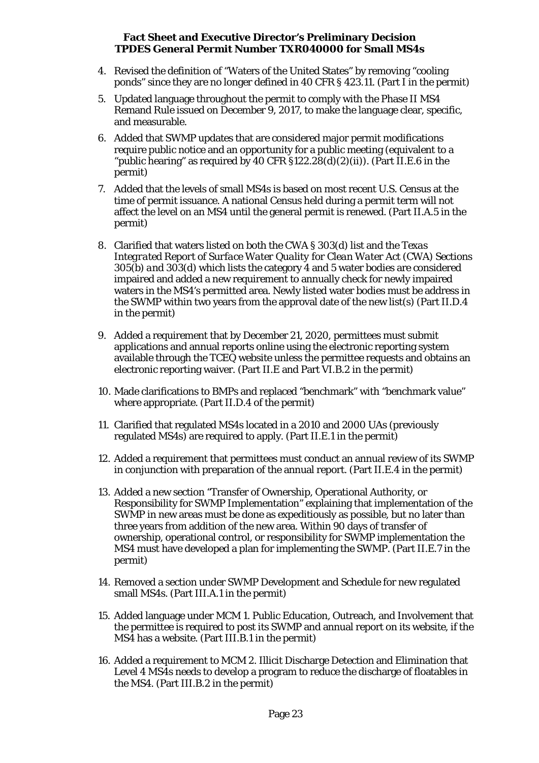4. Revised the definition of "Waters of the United States" by removing "cooling ponds" since they are no longer defined in 40 CFR § 423.11. (Part I in the permit)
5. Updated language throughout the permit to comply with the Phase II MS4 Remand Rule issued on December 9, 2017, to make the language clear, specific, and measurable.
6. Added that SWMP updates that are considered major permit modifications require public notice and an opportunity for a public meeting (equivalent to a "public hearing" as required by 40 CFR §122.28(d)(2)(ii)). (Part II.E.6 in the permit)
7. Added that the levels of small MS4s is based on most recent U.S. Census at the time of permit issuance. A national Census held during a permit term will not affect the level on an MS4 until the general permit is renewed. (Part II.A.5 in the permit)
8. Clarified that waters listed on both the CWA § 303(d) list and the *Texas Integrated Report of Surface Water Quality for Clean Water Act (CWA) Sections 305(b) and 303(d)* which lists the category 4 and 5 water bodies are considered impaired and added a new requirement to annually check for newly impaired waters in the MS4's permitted area. Newly listed water bodies must be address in the SWMP within two years from the approval date of the new list(s) (Part II.D.4 in the permit)
9. Added a requirement that by December 21, 2020, permittees must submit applications and annual reports online using the electronic reporting system available through the TCEQ website unless the permittee requests and obtains an electronic reporting waiver. (Part II.E and Part VI.B.2 in the permit)
10. Made clarifications to BMPs and replaced "benchmark" with "benchmark value" where appropriate. (Part II.D.4 of the permit)
11. Clarified that regulated MS4s located in a 2010 and 2000 UAs (previously regulated MS4s) are required to apply. (Part II.E.1 in the permit)
12. Added a requirement that permittees must conduct an annual review of its SWMP in conjunction with preparation of the annual report. (Part II.E.4 in the permit)
13. Added a new section "Transfer of Ownership, Operational Authority, or Responsibility for SWMP Implementation" explaining that implementation of the SWMP in new areas must be done as expeditiously as possible, but no later than three years from addition of the new area. Within 90 days of transfer of ownership, operational control, or responsibility for SWMP implementation the MS4 must have developed a plan for implementing the SWMP. (Part II.E.7 in the permit)
14. Removed a section under SWMP Development and Schedule for new regulated small MS4s. (Part III.A.1 in the permit)
15. Added language under MCM 1. Public Education, Outreach, and Involvement that the permittee is required to post its SWMP and annual report on its website, if the MS4 has a website. (Part III.B.1 in the permit)
16. Added a requirement to MCM 2. Illicit Discharge Detection and Elimination that Level 4 MS4s needs to develop a program to reduce the discharge of floatables in the MS4. (Part III.B.2 in the permit)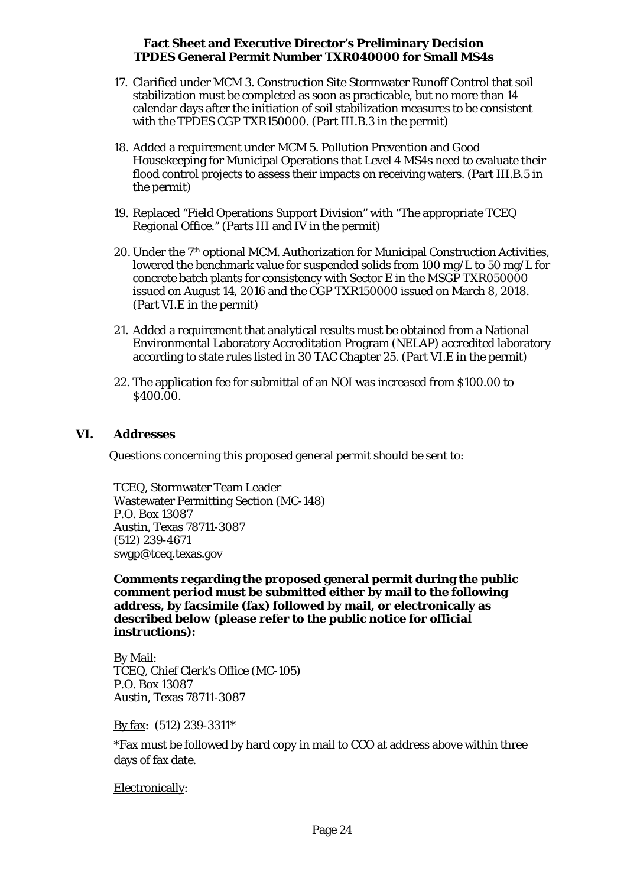17. Clarified under MCM 3. Construction Site Stormwater Runoff Control that soil stabilization must be completed as soon as practicable, but no more than 14 calendar days after the initiation of soil stabilization measures to be consistent with the TPDES CGP TXR150000. (Part III.B.3 in the permit)

18. Added a requirement under MCM 5. Pollution Prevention and Good Housekeeping for Municipal Operations that Level 4 MS4s need to evaluate their flood control projects to assess their impacts on receiving waters. (Part III.B.5 in the permit)

19. Replaced "Field Operations Support Division" with "The appropriate TCEQ Regional Office." (Parts III and IV in the permit)

20. Under the 7th optional MCM. Authorization for Municipal Construction Activities, lowered the benchmark value for suspended solids from 100 mg/L to 50 mg/L for concrete batch plants for consistency with Sector E in the MSGP TXR050000 issued on August 14, 2016 and the CGP TXR150000 issued on March 8, 2018. (Part VI.E in the permit)

21. Added a requirement that analytical results must be obtained from a National Environmental Laboratory Accreditation Program (NELAP) accredited laboratory according to state rules listed in 30 TAC Chapter 25. (Part VI.E in the permit)

22. The application fee for submittal of an NOI was increased from $100.00 to $400.00.

## VI. Addresses

Questions concerning this proposed general permit should be sent to:

TCEQ, Stormwater Team Leader
Wastewater Permitting Section (MC-148)
P.O. Box 13087
Austin, Texas 78711-3087
(512) 239-4671
swgp@tceq.texas.gov

**Comments regarding the proposed general permit during the public comment period must be submitted either by mail to the following address, by facsimile (fax) followed by mail, or electronically as described below (please refer to the public notice for official instructions):**

By Mail:
TCEQ, Chief Clerk's Office (MC-105)
P.O. Box 13087
Austin, Texas 78711-3087

By fax: (512) 239-3311*

*Fax must be followed by hard copy in mail to CCO at address above within three days of fax date.

Electronically: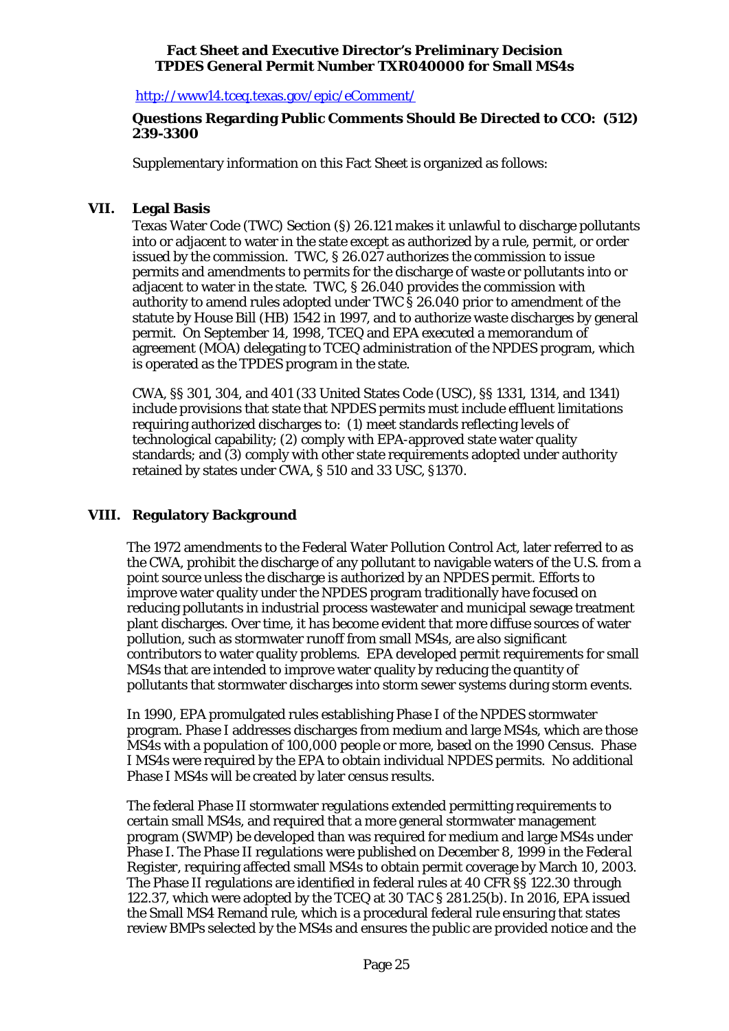http://www14.tceq.texas.gov/epic/eComment/

**Questions Regarding Public Comments Should Be Directed to CCO: (512) 239-3300**

Supplementary information on this Fact Sheet is organized as follows:

## VII. Legal Basis

Texas Water Code (TWC) Section (§) 26.121 makes it unlawful to discharge pollutants into or adjacent to water in the state except as authorized by a rule, permit, or order issued by the commission. TWC, § 26.027 authorizes the commission to issue permits and amendments to permits for the discharge of waste or pollutants into or adjacent to water in the state. TWC, § 26.040 provides the commission with authority to amend rules adopted under TWC § 26.040 prior to amendment of the statute by House Bill (HB) 1542 in 1997, and to authorize waste discharges by general permit. On September 14, 1998, TCEQ and EPA executed a memorandum of agreement (MOA) delegating to TCEQ administration of the NPDES program, which is operated as the TPDES program in the state.

CWA, §§ 301, 304, and 401 (33 United States Code (USC), §§ 1331, 1314, and 1341) include provisions that state that NPDES permits must include effluent limitations requiring authorized discharges to: (1) meet standards reflecting levels of technological capability; (2) comply with EPA-approved state water quality standards; and (3) comply with other state requirements adopted under authority retained by states under CWA, § 510 and 33 USC, §1370.

## VIII. Regulatory Background

The 1972 amendments to the Federal Water Pollution Control Act, later referred to as the CWA, prohibit the discharge of any pollutant to navigable waters of the U.S. from a point source unless the discharge is authorized by an NPDES permit. Efforts to improve water quality under the NPDES program traditionally have focused on reducing pollutants in industrial process wastewater and municipal sewage treatment plant discharges. Over time, it has become evident that more diffuse sources of water pollution, such as stormwater runoff from small MS4s, are also significant contributors to water quality problems. EPA developed permit requirements for small MS4s that are intended to improve water quality by reducing the quantity of pollutants that stormwater discharges into storm sewer systems during storm events.

In 1990, EPA promulgated rules establishing Phase I of the NPDES stormwater program. Phase I addresses discharges from medium and large MS4s, which are those MS4s with a population of 100,000 people or more, based on the 1990 Census. Phase I MS4s were required by the EPA to obtain individual NPDES permits. No additional Phase I MS4s will be created by later census results.

The federal Phase II stormwater regulations extended permitting requirements to certain small MS4s, and required that a more general stormwater management program (SWMP) be developed than was required for medium and large MS4s under Phase I. The Phase II regulations were published on December 8, 1999 in the *Federal Register*, requiring affected small MS4s to obtain permit coverage by March 10, 2003. The Phase II regulations are identified in federal rules at 40 CFR §§ 122.30 through 122.37, which were adopted by the TCEQ at 30 TAC § 281.25(b). In 2016, EPA issued the Small MS4 Remand rule, which is a procedural federal rule ensuring that states review BMPs selected by the MS4s and ensures the public are provided notice and the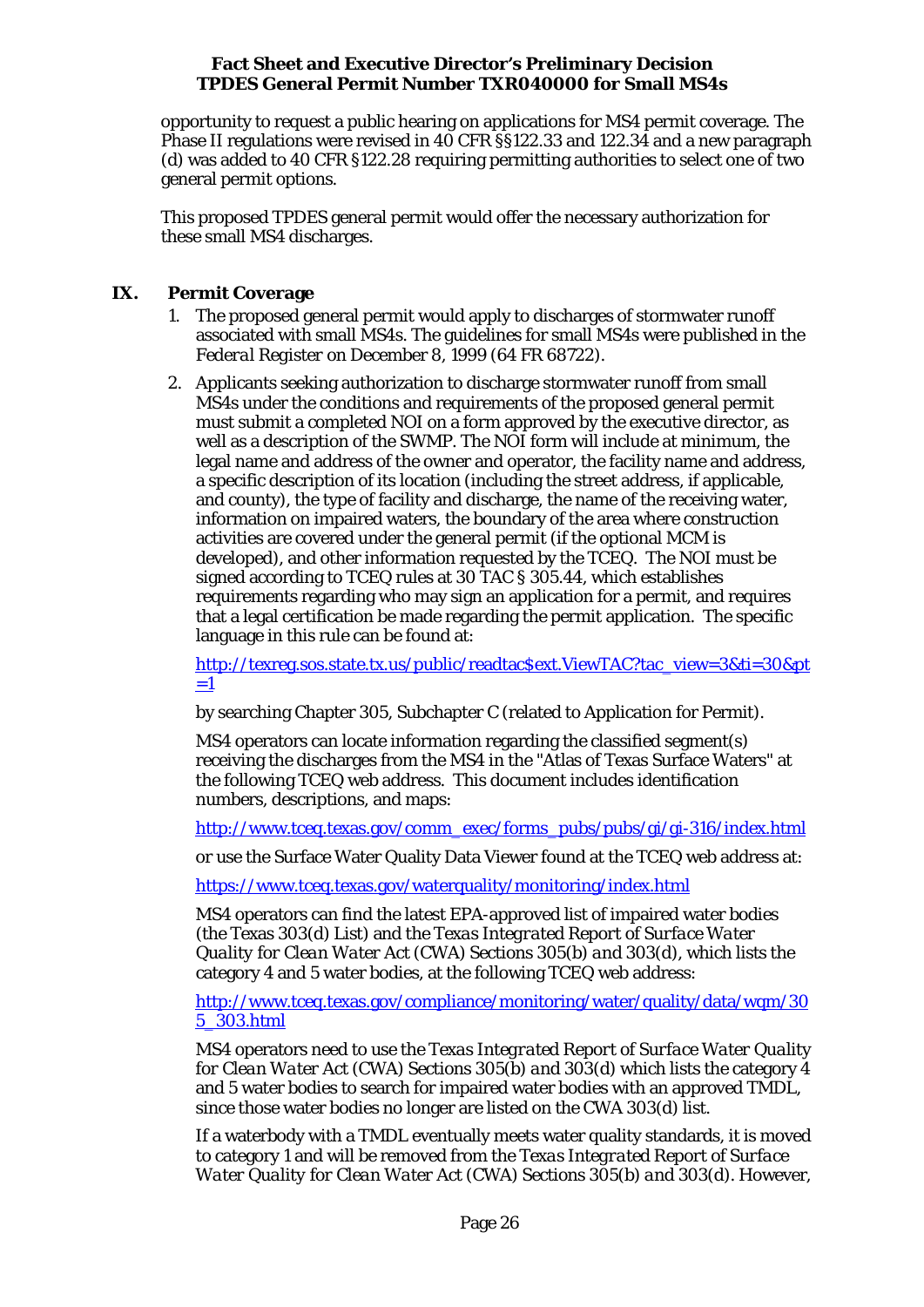opportunity to request a public hearing on applications for MS4 permit coverage. The Phase II regulations were revised in 40 CFR §§122.33 and 122.34 and a new paragraph (d) was added to 40 CFR §122.28 requiring permitting authorities to select one of two general permit options.

This proposed TPDES general permit would offer the necessary authorization for these small MS4 discharges.

## IX. Permit Coverage

1. The proposed general permit would apply to discharges of stormwater runoff associated with small MS4s. The guidelines for small MS4s were published in the *Federal Register* on December 8, 1999 (64 FR 68722).

2. Applicants seeking authorization to discharge stormwater runoff from small MS4s under the conditions and requirements of the proposed general permit must submit a completed NOI on a form approved by the executive director, as well as a description of the SWMP. The NOI form will include at minimum, the legal name and address of the owner and operator, the facility name and address, a specific description of its location (including the street address, if applicable, and county), the type of facility and discharge, the name of the receiving water, information on impaired waters, the boundary of the area where construction activities are covered under the general permit (if the optional MCM is developed), and other information requested by the TCEQ. The NOI must be signed according to TCEQ rules at 30 TAC § 305.44, which establishes requirements regarding who may sign an application for a permit, and requires that a legal certification be made regarding the permit application. The specific language in this rule can be found at:

   http://texreg.sos.state.tx.us/public/readtac$ext.ViewTAC?tac_view=3&ti=30&pt=1

   by searching Chapter 305, Subchapter C (related to Application for Permit).

   MS4 operators can locate information regarding the classified segment(s) receiving the discharges from the MS4 in the "Atlas of Texas Surface Waters" at the following TCEQ web address. This document includes identification numbers, descriptions, and maps:

   http://www.tceq.texas.gov/comm_exec/forms_pubs/pubs/gi/gi-316/index.html

   or use the Surface Water Quality Data Viewer found at the TCEQ web address at:

   https://www.tceq.texas.gov/waterquality/monitoring/index.html

   MS4 operators can find the latest EPA-approved list of impaired water bodies (the Texas 303(d) List) and the *Texas Integrated Report of Surface Water Quality for Clean Water Act (CWA) Sections 305(b) and 303(d)*, which lists the category 4 and 5 water bodies, at the following TCEQ web address:

   http://www.tceq.texas.gov/compliance/monitoring/water/quality/data/wqm/305_303.html

   MS4 operators need to use the *Texas Integrated Report of Surface Water Quality for Clean Water Act (CWA) Sections 305(b) and 303(d)* which lists the category 4 and 5 water bodies to search for impaired water bodies with an approved TMDL, since those water bodies no longer are listed on the CWA 303(d) list.

   If a waterbody with a TMDL eventually meets water quality standards, it is moved to category 1 and will be removed from the *Texas Integrated Report of Surface Water Quality for Clean Water Act (CWA) Sections 305(b) and 303(d)*. However,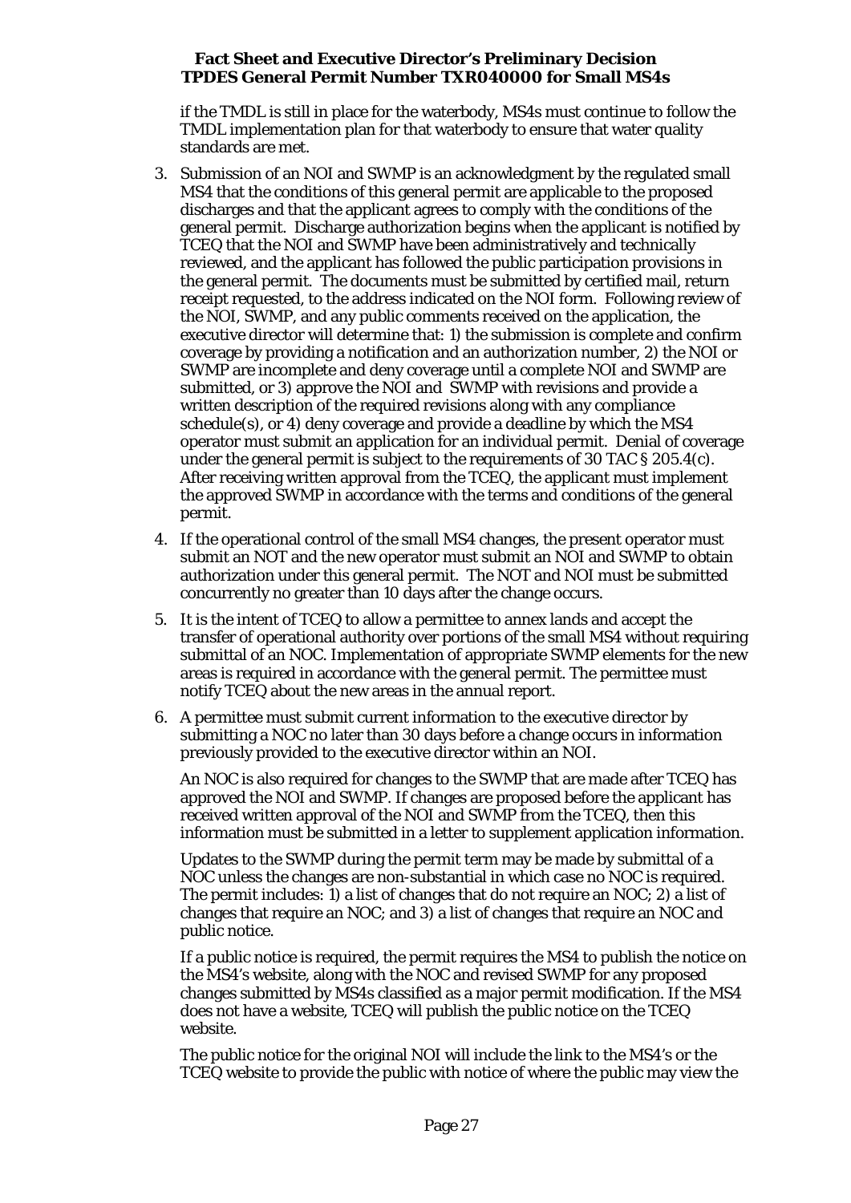if the TMDL is still in place for the waterbody, MS4s must continue to follow the TMDL implementation plan for that waterbody to ensure that water quality standards are met.

3. Submission of an NOI and SWMP is an acknowledgment by the regulated small MS4 that the conditions of this general permit are applicable to the proposed discharges and that the applicant agrees to comply with the conditions of the general permit. Discharge authorization begins when the applicant is notified by TCEQ that the NOI and SWMP have been administratively and technically reviewed, and the applicant has followed the public participation provisions in the general permit. The documents must be submitted by certified mail, return receipt requested, to the address indicated on the NOI form. Following review of the NOI, SWMP, and any public comments received on the application, the executive director will determine that: 1) the submission is complete and confirm coverage by providing a notification and an authorization number, 2) the NOI or SWMP are incomplete and deny coverage until a complete NOI and SWMP are submitted, or 3) approve the NOI and SWMP with revisions and provide a written description of the required revisions along with any compliance schedule(s), or 4) deny coverage and provide a deadline by which the MS4 operator must submit an application for an individual permit. Denial of coverage under the general permit is subject to the requirements of 30 TAC § 205.4(c). After receiving written approval from the TCEQ, the applicant must implement the approved SWMP in accordance with the terms and conditions of the general permit.

4. If the operational control of the small MS4 changes, the present operator must submit an NOT and the new operator must submit an NOI and SWMP to obtain authorization under this general permit. The NOT and NOI must be submitted concurrently no greater than 10 days after the change occurs.

5. It is the intent of TCEQ to allow a permittee to annex lands and accept the transfer of operational authority over portions of the small MS4 without requiring submittal of an NOC. Implementation of appropriate SWMP elements for the new areas is required in accordance with the general permit. The permittee must notify TCEQ about the new areas in the annual report.

6. A permittee must submit current information to the executive director by submitting a NOC no later than 30 days before a change occurs in information previously provided to the executive director within an NOI.

   An NOC is also required for changes to the SWMP that are made after TCEQ has approved the NOI and SWMP. If changes are proposed before the applicant has received written approval of the NOI and SWMP from the TCEQ, then this information must be submitted in a letter to supplement application information.

   Updates to the SWMP during the permit term may be made by submittal of a NOC unless the changes are non-substantial in which case no NOC is required. The permit includes: 1) a list of changes that do not require an NOC; 2) a list of changes that require an NOC; and 3) a list of changes that require an NOC and public notice.

   If a public notice is required, the permit requires the MS4 to publish the notice on the MS4's website, along with the NOC and revised SWMP for any proposed changes submitted by MS4s classified as a major permit modification. If the MS4 does not have a website, TCEQ will publish the public notice on the TCEQ website.

   The public notice for the original NOI will include the link to the MS4's or the TCEQ website to provide the public with notice of where the public may view the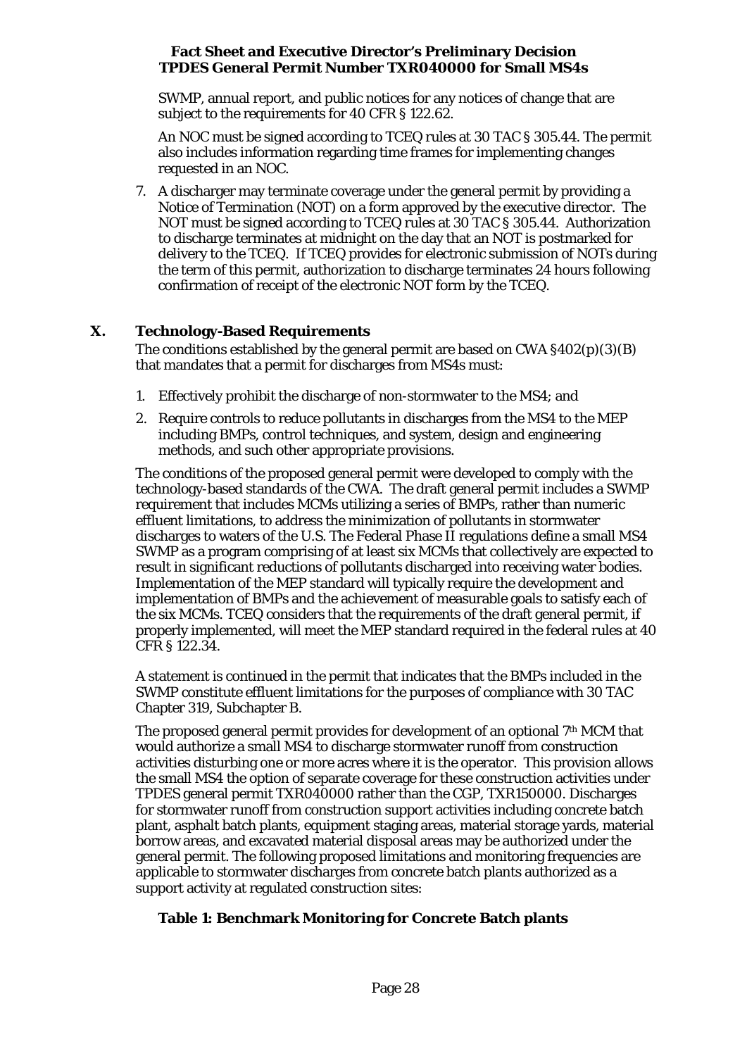SWMP, annual report, and public notices for any notices of change that are subject to the requirements for 40 CFR § 122.62.

An NOC must be signed according to TCEQ rules at 30 TAC § 305.44. The permit also includes information regarding time frames for implementing changes requested in an NOC.

7. A discharger may terminate coverage under the general permit by providing a Notice of Termination (NOT) on a form approved by the executive director. The NOT must be signed according to TCEQ rules at 30 TAC § 305.44. Authorization to discharge terminates at midnight on the day that an NOT is postmarked for delivery to the TCEQ. If TCEQ provides for electronic submission of NOTs during the term of this permit, authorization to discharge terminates 24 hours following confirmation of receipt of the electronic NOT form by the TCEQ.

## X. Technology-Based Requirements

The conditions established by the general permit are based on CWA §402(p)(3)(B) that mandates that a permit for discharges from MS4s must:

1. Effectively prohibit the discharge of non-stormwater to the MS4; and
2. Require controls to reduce pollutants in discharges from the MS4 to the MEP including BMPs, control techniques, and system, design and engineering methods, and such other appropriate provisions.

The conditions of the proposed general permit were developed to comply with the technology-based standards of the CWA. The draft general permit includes a SWMP requirement that includes MCMs utilizing a series of BMPs, rather than numeric effluent limitations, to address the minimization of pollutants in stormwater discharges to waters of the U.S. The Federal Phase II regulations define a small MS4 SWMP as a program comprising of at least six MCMs that collectively are expected to result in significant reductions of pollutants discharged into receiving water bodies. Implementation of the MEP standard will typically require the development and implementation of BMPs and the achievement of measurable goals to satisfy each of the six MCMs. TCEQ considers that the requirements of the draft general permit, if properly implemented, will meet the MEP standard required in the federal rules at 40 CFR § 122.34.

A statement is continued in the permit that indicates that the BMPs included in the SWMP constitute effluent limitations for the purposes of compliance with 30 TAC Chapter 319, Subchapter B.

The proposed general permit provides for development of an optional 7th MCM that would authorize a small MS4 to discharge stormwater runoff from construction activities disturbing one or more acres where it is the operator. This provision allows the small MS4 the option of separate coverage for these construction activities under TPDES general permit TXR040000 rather than the CGP, TXR150000. Discharges for stormwater runoff from construction support activities including concrete batch plant, asphalt batch plants, equipment staging areas, material storage yards, material borrow areas, and excavated material disposal areas may be authorized under the general permit. The following proposed limitations and monitoring frequencies are applicable to stormwater discharges from concrete batch plants authorized as a support activity at regulated construction sites:

**Table 1: Benchmark Monitoring for Concrete Batch plants**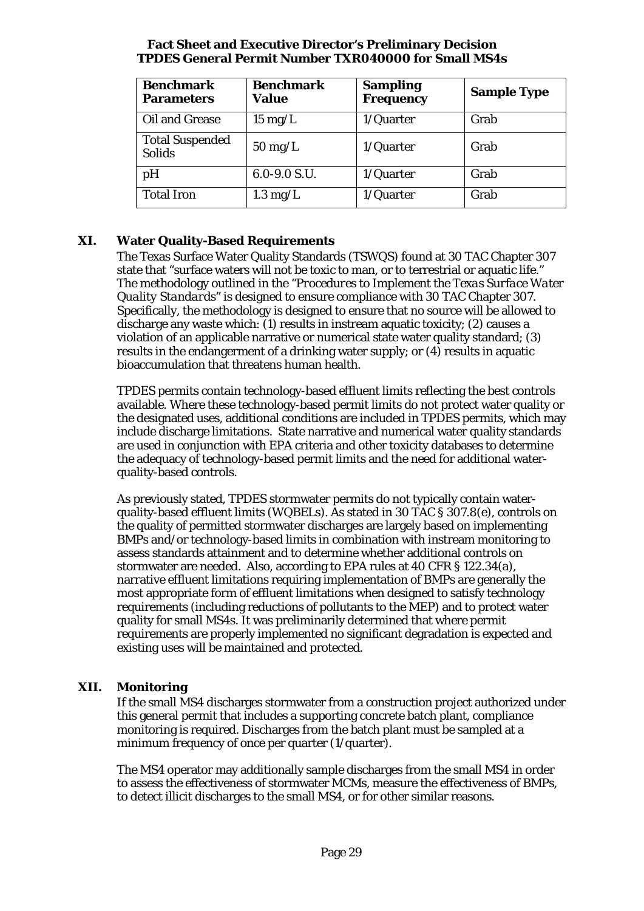| Benchmark Parameters | Benchmark Value | Sampling Frequency | Sample Type |
|---|---|---|---|
| Oil and Grease | 15 mg/L | 1/Quarter | Grab |
| Total Suspended Solids | 50 mg/L | 1/Quarter | Grab |
| pH | 6.0-9.0 S.U. | 1/Quarter | Grab |
| Total Iron | 1.3 mg/L | 1/Quarter | Grab |

## XI. Water Quality-Based Requirements

The Texas Surface Water Quality Standards (TSWQS) found at 30 TAC Chapter 307 state that "surface waters will not be toxic to man, or to terrestrial or aquatic life." The methodology outlined in the "*Procedures to Implement the Texas Surface Water Quality Standards*" is designed to ensure compliance with 30 TAC Chapter 307. Specifically, the methodology is designed to ensure that no source will be allowed to discharge any waste which: (1) results in instream aquatic toxicity; (2) causes a violation of an applicable narrative or numerical state water quality standard; (3) results in the endangerment of a drinking water supply; or (4) results in aquatic bioaccumulation that threatens human health.

TPDES permits contain technology-based effluent limits reflecting the best controls available. Where these technology-based permit limits do not protect water quality or the designated uses, additional conditions are included in TPDES permits, which may include discharge limitations. State narrative and numerical water quality standards are used in conjunction with EPA criteria and other toxicity databases to determine the adequacy of technology-based permit limits and the need for additional water-quality-based controls.

As previously stated, TPDES stormwater permits do not typically contain water-quality-based effluent limits (WQBELs). As stated in 30 TAC § 307.8(e), controls on the quality of permitted stormwater discharges are largely based on implementing BMPs and/or technology-based limits in combination with instream monitoring to assess standards attainment and to determine whether additional controls on stormwater are needed. Also, according to EPA rules at 40 CFR § 122.34(a), narrative effluent limitations requiring implementation of BMPs are generally the most appropriate form of effluent limitations when designed to satisfy technology requirements (including reductions of pollutants to the MEP) and to protect water quality for small MS4s. It was preliminarily determined that where permit requirements are properly implemented no significant degradation is expected and existing uses will be maintained and protected.

## XII. Monitoring

If the small MS4 discharges stormwater from a construction project authorized under this general permit that includes a supporting concrete batch plant, compliance monitoring is required. Discharges from the batch plant must be sampled at a minimum frequency of once per quarter (1/quarter).

The MS4 operator may additionally sample discharges from the small MS4 in order to assess the effectiveness of stormwater MCMs, measure the effectiveness of BMPs, to detect illicit discharges to the small MS4, or for other similar reasons.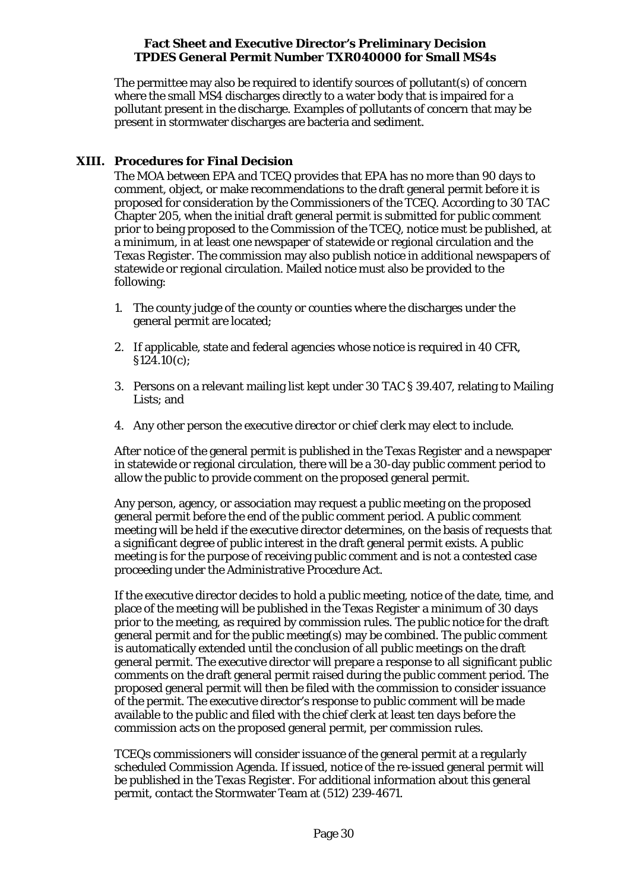The permittee may also be required to identify sources of pollutant(s) of concern where the small MS4 discharges directly to a water body that is impaired for a pollutant present in the discharge. Examples of pollutants of concern that may be present in stormwater discharges are bacteria and sediment.

## XIII. Procedures for Final Decision

The MOA between EPA and TCEQ provides that EPA has no more than 90 days to comment, object, or make recommendations to the draft general permit before it is proposed for consideration by the Commissioners of the TCEQ. According to 30 TAC Chapter 205, when the initial draft general permit is submitted for public comment prior to being proposed to the Commission of the TCEQ, notice must be published, at a minimum, in at least one newspaper of statewide or regional circulation and the *Texas Register*. The commission may also publish notice in additional newspapers of statewide or regional circulation. Mailed notice must also be provided to the following:

1. The county judge of the county or counties where the discharges under the general permit are located;
2. If applicable, state and federal agencies whose notice is required in 40 CFR, §124.10(c);
3. Persons on a relevant mailing list kept under 30 TAC § 39.407, relating to Mailing Lists; and
4. Any other person the executive director or chief clerk may elect to include.

After notice of the general permit is published in the *Texas Register* and a newspaper in statewide or regional circulation, there will be a 30-day public comment period to allow the public to provide comment on the proposed general permit.

Any person, agency, or association may request a public meeting on the proposed general permit before the end of the public comment period. A public comment meeting will be held if the executive director determines, on the basis of requests that a significant degree of public interest in the draft general permit exists. A public meeting is for the purpose of receiving public comment and is not a contested case proceeding under the Administrative Procedure Act.

If the executive director decides to hold a public meeting, notice of the date, time, and place of the meeting will be published in the *Texas Register* a minimum of 30 days prior to the meeting, as required by commission rules. The public notice for the draft general permit and for the public meeting(s) may be combined. The public comment is automatically extended until the conclusion of all public meetings on the draft general permit. The executive director will prepare a response to all significant public comments on the draft general permit raised during the public comment period. The proposed general permit will then be filed with the commission to consider issuance of the permit. The executive director's response to public comment will be made available to the public and filed with the chief clerk at least ten days before the commission acts on the proposed general permit, per commission rules.

TCEQs commissioners will consider issuance of the general permit at a regularly scheduled Commission Agenda. If issued, notice of the re-issued general permit will be published in the *Texas Register*. For additional information about this general permit, contact the Stormwater Team at (512) 239-4671.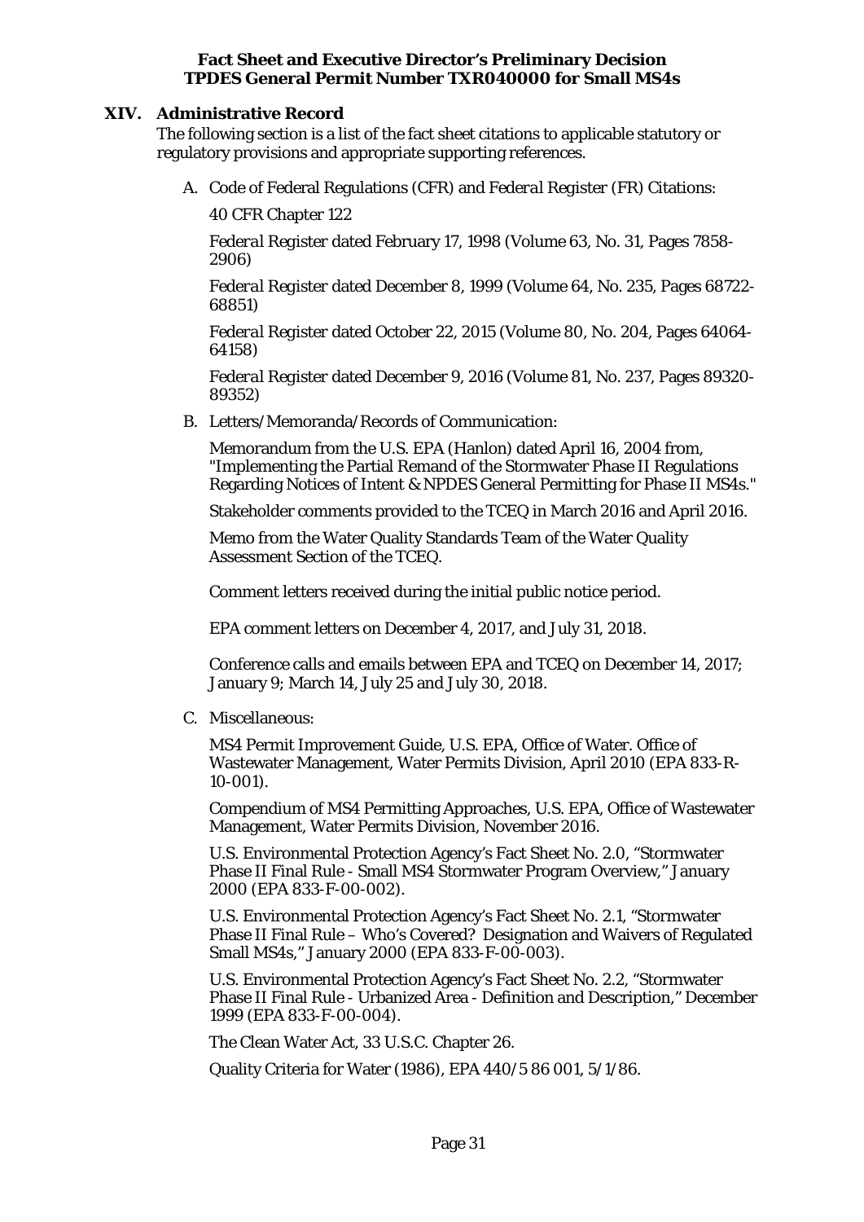## XIV. Administrative Record

The following section is a list of the fact sheet citations to applicable statutory or regulatory provisions and appropriate supporting references.

A. Code of Federal Regulations (CFR) and *Federal Register* (FR) Citations:

   40 CFR Chapter 122

   *Federal Register* dated February 17, 1998 (Volume 63, No. 31, Pages 7858-2906)

   *Federal Register* dated December 8, 1999 (Volume 64, No. 235, Pages 68722-68851)

   *Federal Register* dated October 22, 2015 (Volume 80, No. 204, Pages 64064-64158)

   *Federal Register* dated December 9, 2016 (Volume 81, No. 237, Pages 89320-89352)

B. Letters/Memoranda/Records of Communication:

   Memorandum from the U.S. EPA (Hanlon) dated April 16, 2004 from, "Implementing the Partial Remand of the Stormwater Phase II Regulations Regarding Notices of Intent & NPDES General Permitting for Phase II MS4s."

   Stakeholder comments provided to the TCEQ in March 2016 and April 2016.

   Memo from the Water Quality Standards Team of the Water Quality Assessment Section of the TCEQ.

   Comment letters received during the initial public notice period.

   EPA comment letters on December 4, 2017, and July 31, 2018.

   Conference calls and emails between EPA and TCEQ on December 14, 2017; January 9; March 14, July 25 and July 30, 2018.

C. Miscellaneous:

   MS4 Permit Improvement Guide, U.S. EPA, Office of Water. Office of Wastewater Management, Water Permits Division, April 2010 (EPA 833-R-10-001).

   Compendium of MS4 Permitting Approaches, U.S. EPA, Office of Wastewater Management, Water Permits Division, November 2016.

   U.S. Environmental Protection Agency's Fact Sheet No. 2.0, "Stormwater Phase II Final Rule - Small MS4 Stormwater Program Overview," January 2000 (EPA 833-F-00-002).

   U.S. Environmental Protection Agency's Fact Sheet No. 2.1, "Stormwater Phase II Final Rule – Who's Covered? Designation and Waivers of Regulated Small MS4s," January 2000 (EPA 833-F-00-003).

   U.S. Environmental Protection Agency's Fact Sheet No. 2.2, "Stormwater Phase II Final Rule - Urbanized Area - Definition and Description," December 1999 (EPA 833-F-00-004).

   The Clean Water Act, 33 U.S.C. Chapter 26.

   Quality Criteria for Water (1986), EPA 440/5 86 001, 5/1/86.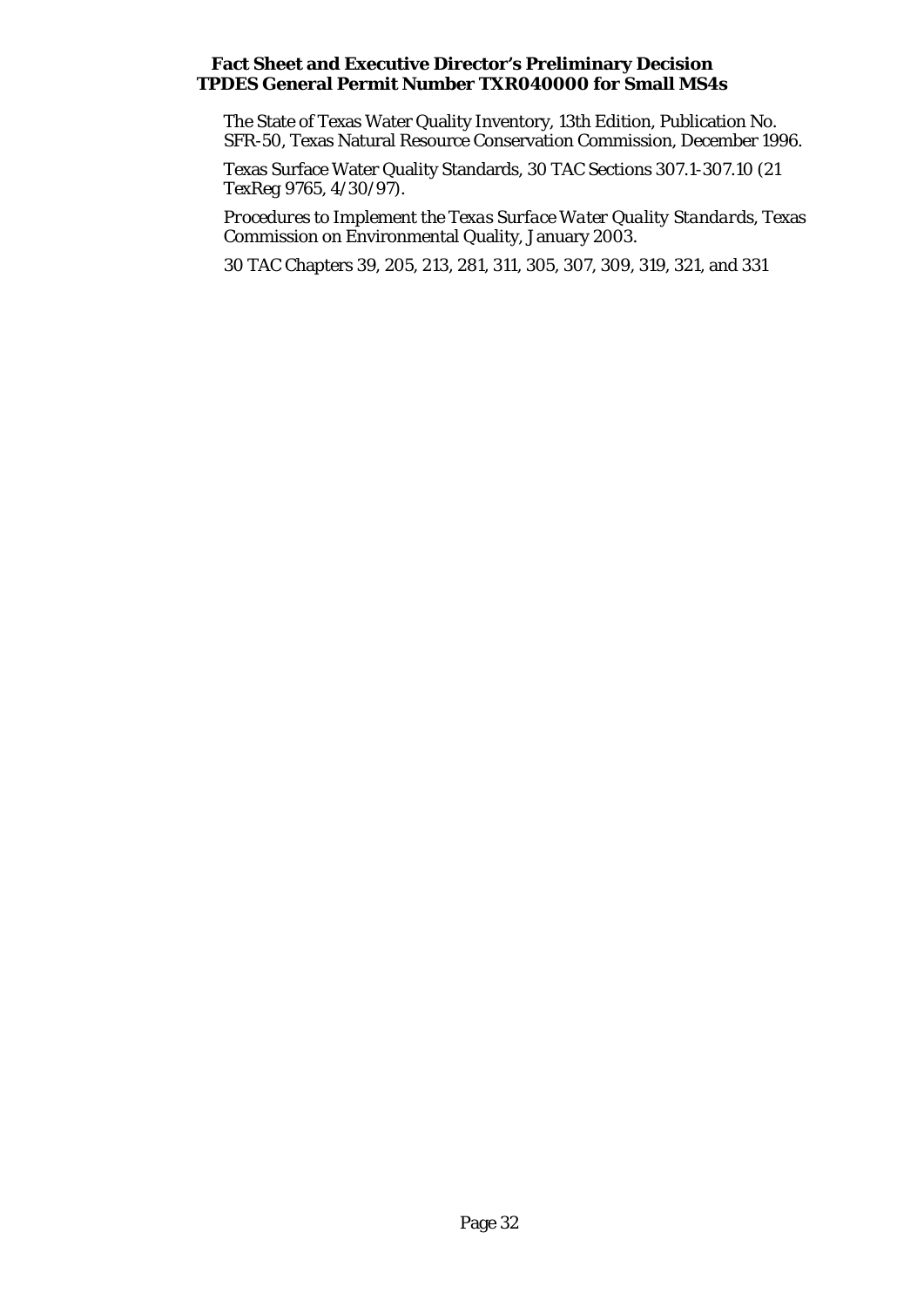The State of Texas Water Quality Inventory, 13th Edition, Publication No. SFR-50, Texas Natural Resource Conservation Commission, December 1996.

Texas Surface Water Quality Standards, 30 TAC Sections 307.1-307.10 (21 TexReg 9765, 4/30/97).

*Procedures to Implement the Texas Surface Water Quality Standards*, Texas Commission on Environmental Quality, January 2003.

30 TAC Chapters 39, 205, 213, 281, 311, 305, 307, 309, 319, 321, and 331